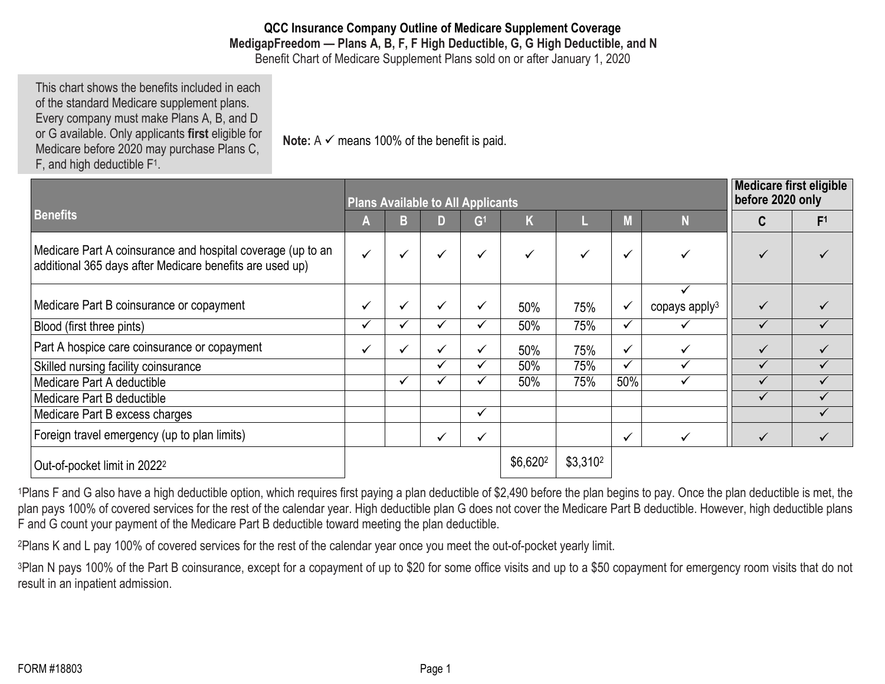# QCC Insurance Company Outline of Medicare Supplement Coverage

## MedigapFreedom — Plans A, B, F, F High Deductible, G, G High Deductible, and N

Benefit Chart of Medicare Supplement Plans sold on or after January 1, 2020

This chart shows the benefits included in each of the standard Medicare supplement plans. Every company must make Plans A, B, and D or G available. Only applicants **first** eligible for Medicare before 2020 may purchase Plans C, F, and high deductible F[1].

**Note:** A ✓ means 100% of the benefit is paid.

| Benefits | Plans Available to All Applicants | | | | | | | | Medicare first eligible before 2020 only | |
|---|---|---|---|---|---|---|---|---|---|---|
| | A | B | D | G[1] | K | L | M | N | C | F[1] |
| Medicare Part A coinsurance and hospital coverage (up to an additional 365 days after Medicare benefits are used up) | ✓ | ✓ | ✓ | ✓ | ✓ | ✓ | ✓ | ✓ | ✓ | ✓ |
| Medicare Part B coinsurance or copayment | ✓ | ✓ | ✓ | ✓ | 50% | 75% | ✓ | ✓ copays apply[3] | ✓ | ✓ |
| Blood (first three pints) | ✓ | ✓ | ✓ | ✓ | 50% | 75% | ✓ | ✓ | ✓ | ✓ |
| Part A hospice care coinsurance or copayment | ✓ | ✓ | ✓ | ✓ | 50% | 75% | ✓ | ✓ | ✓ | ✓ |
| Skilled nursing facility coinsurance | | | ✓ | ✓ | 50% | 75% | ✓ | ✓ | ✓ | ✓ |
| Medicare Part A deductible | | ✓ | ✓ | ✓ | 50% | 75% | 50% | ✓ | ✓ | ✓ |
| Medicare Part B deductible | | | | | | | | | ✓ | ✓ |
| Medicare Part B excess charges | | | | ✓ | | | | | | ✓ |
| Foreign travel emergency (up to plan limits) | | | ✓ | ✓ | | | ✓ | ✓ | ✓ | ✓ |
| Out-of-pocket limit in 2022[2] | | | | | $6,620[2] | $3,310[2] | | | | |

[1]Plans F and G also have a high deductible option, which requires first paying a plan deductible of $2,490 before the plan begins to pay. Once the plan deductible is met, the plan pays 100% of covered services for the rest of the calendar year. High deductible plan G does not cover the Medicare Part B deductible. However, high deductible plans F and G count your payment of the Medicare Part B deductible toward meeting the plan deductible.

[2]Plans K and L pay 100% of covered services for the rest of the calendar year once you meet the out-of-pocket yearly limit.

[3]Plan N pays 100% of the Part B coinsurance, except for a copayment of up to $20 for some office visits and up to a $50 copayment for emergency room visits that do not result in an inpatient admission.

FORM #18803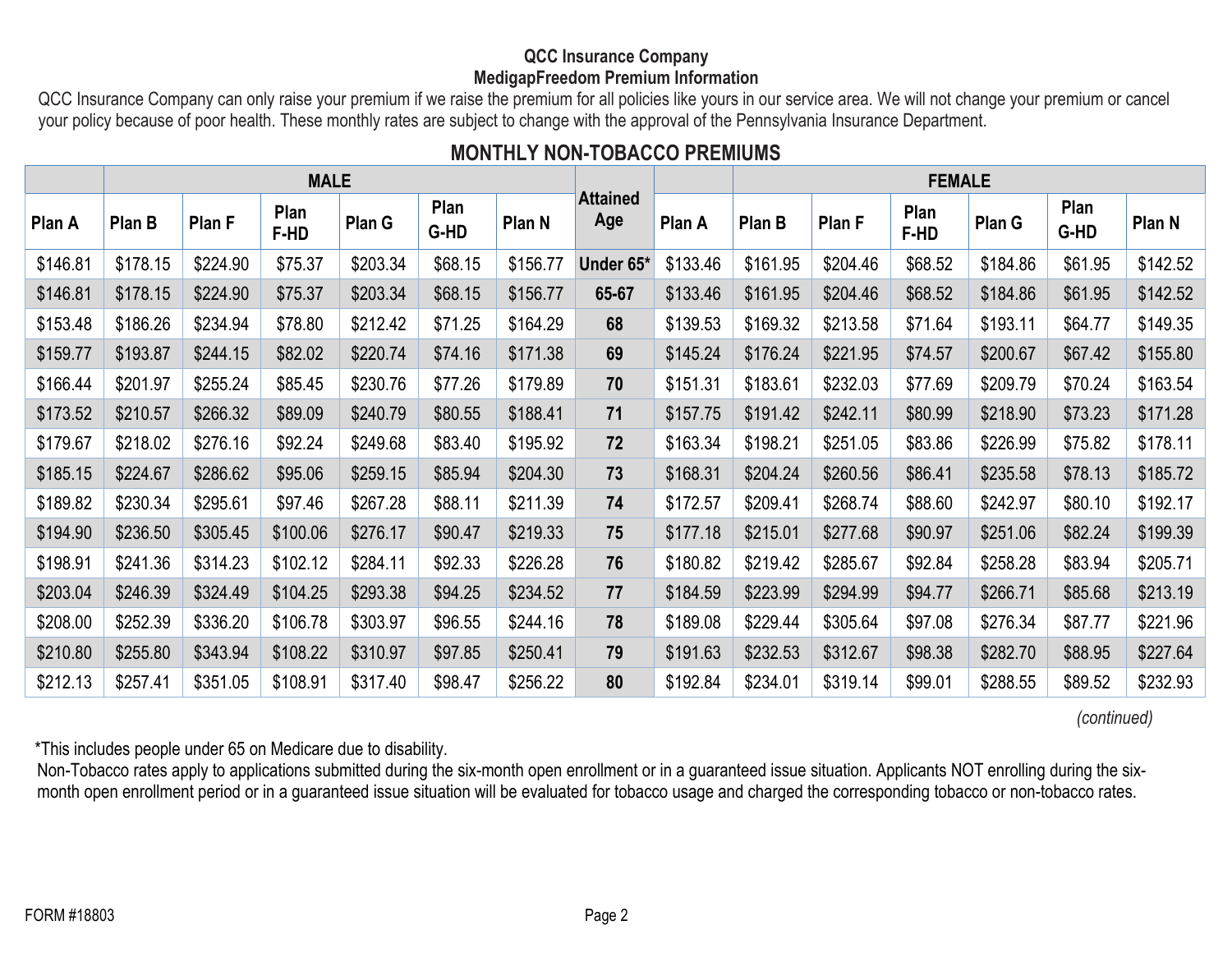**QCC Insurance Company**
**MedigapFreedom Premium Information**

QCC Insurance Company can only raise your premium if we raise the premium for all policies like yours in our service area. We will not change your premium or cancel your policy because of poor health. These monthly rates are subject to change with the approval of the Pennsylvania Insurance Department.

## MONTHLY NON-TOBACCO PREMIUMS

| MALE | | | | | | | | FEMALE | | | | | | |
|---|---|---|---|---|---|---|---|---|---|---|---|---|---|---|
| Plan A | Plan B | Plan F | Plan F-HD | Plan G | Plan G-HD | Plan N | Attained Age | Plan A | Plan B | Plan F | Plan F-HD | Plan G | Plan G-HD | Plan N |
| $146.81 | $178.15 | $224.90 | $75.37 | $203.34 | $68.15 | $156.77 | Under 65* | $133.46 | $161.95 | $204.46 | $68.52 | $184.86 | $61.95 | $142.52 |
| $146.81 | $178.15 | $224.90 | $75.37 | $203.34 | $68.15 | $156.77 | 65-67 | $133.46 | $161.95 | $204.46 | $68.52 | $184.86 | $61.95 | $142.52 |
| $153.48 | $186.26 | $234.94 | $78.80 | $212.42 | $71.25 | $164.29 | 68 | $139.53 | $169.32 | $213.58 | $71.64 | $193.11 | $64.77 | $149.35 |
| $159.77 | $193.87 | $244.15 | $82.02 | $220.74 | $74.16 | $171.38 | 69 | $145.24 | $176.24 | $221.95 | $74.57 | $200.67 | $67.42 | $155.80 |
| $166.44 | $201.97 | $255.24 | $85.45 | $230.76 | $77.26 | $179.89 | 70 | $151.31 | $183.61 | $232.03 | $77.69 | $209.79 | $70.24 | $163.54 |
| $173.52 | $210.57 | $266.32 | $89.09 | $240.79 | $80.55 | $188.41 | 71 | $157.75 | $191.42 | $242.11 | $80.99 | $218.90 | $73.23 | $171.28 |
| $179.67 | $218.02 | $276.16 | $92.24 | $249.68 | $83.40 | $195.92 | 72 | $163.34 | $198.21 | $251.05 | $83.86 | $226.99 | $75.82 | $178.11 |
| $185.15 | $224.67 | $286.62 | $95.06 | $259.15 | $85.94 | $204.30 | 73 | $168.31 | $204.24 | $260.56 | $86.41 | $235.58 | $78.13 | $185.72 |
| $189.82 | $230.34 | $295.61 | $97.46 | $267.28 | $88.11 | $211.39 | 74 | $172.57 | $209.41 | $268.74 | $88.60 | $242.97 | $80.10 | $192.17 |
| $194.90 | $236.50 | $305.45 | $100.06 | $276.17 | $90.47 | $219.33 | 75 | $177.18 | $215.01 | $277.68 | $90.97 | $251.06 | $82.24 | $199.39 |
| $198.91 | $241.36 | $314.23 | $102.12 | $284.11 | $92.33 | $226.28 | 76 | $180.82 | $219.42 | $285.67 | $92.84 | $258.28 | $83.94 | $205.71 |
| $203.04 | $246.39 | $324.49 | $104.25 | $293.38 | $94.25 | $234.52 | 77 | $184.59 | $223.99 | $294.99 | $94.77 | $266.71 | $85.68 | $213.19 |
| $208.00 | $252.39 | $336.20 | $106.78 | $303.97 | $96.55 | $244.16 | 78 | $189.08 | $229.44 | $305.64 | $97.08 | $276.34 | $87.77 | $221.96 |
| $210.80 | $255.80 | $343.94 | $108.22 | $310.97 | $97.85 | $250.41 | 79 | $191.63 | $232.53 | $312.67 | $98.38 | $282.70 | $88.95 | $227.64 |
| $212.13 | $257.41 | $351.05 | $108.91 | $317.40 | $98.47 | $256.22 | 80 | $192.84 | $234.01 | $319.14 | $99.01 | $288.55 | $89.52 | $232.93 |

*(continued)*

*This includes people under 65 on Medicare due to disability.

Non-Tobacco rates apply to applications submitted during the six-month open enrollment or in a guaranteed issue situation. Applicants NOT enrolling during the six-month open enrollment period or in a guaranteed issue situation will be evaluated for tobacco usage and charged the corresponding tobacco or non-tobacco rates.

FORM #18803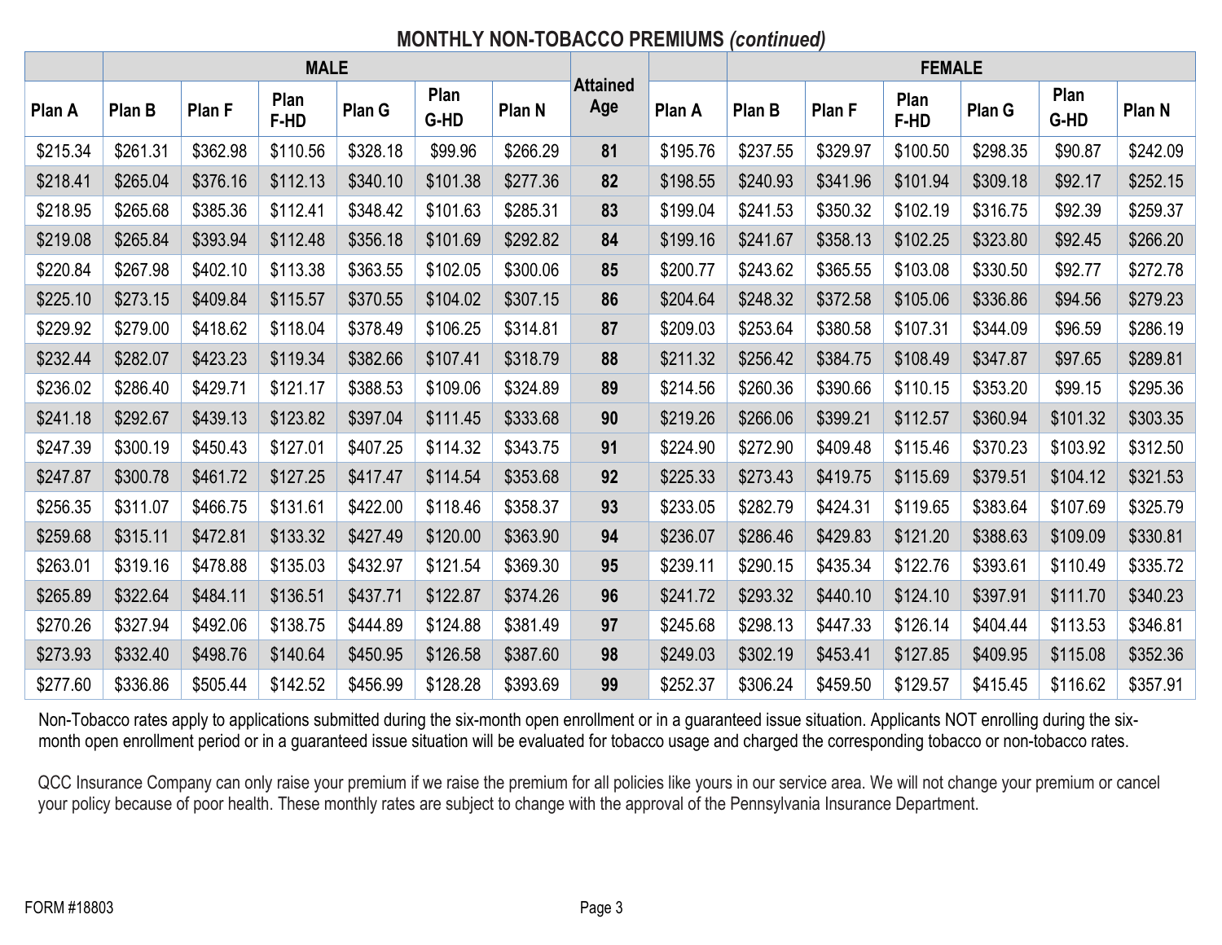## MONTHLY NON-TOBACCO PREMIUMS *(continued)*

| MALE | | | | | | | Attained Age | FEMALE | | | | | | |
|---|---|---|---|---|---|---|---|---|---|---|---|---|---|---|
| Plan A | Plan B | Plan F | Plan F-HD | Plan G | Plan G-HD | Plan N | | Plan A | Plan B | Plan F | Plan F-HD | Plan G | Plan G-HD | Plan N |
| $215.34 | $261.31 | $362.98 | $110.56 | $328.18 | $99.96 | $266.29 | **81** | $195.76 | $237.55 | $329.97 | $100.50 | $298.35 | $90.87 | $242.09 |
| $218.41 | $265.04 | $376.16 | $112.13 | $340.10 | $101.38 | $277.36 | **82** | $198.55 | $240.93 | $341.96 | $101.94 | $309.18 | $92.17 | $252.15 |
| $218.95 | $265.68 | $385.36 | $112.41 | $348.42 | $101.63 | $285.31 | **83** | $199.04 | $241.53 | $350.32 | $102.19 | $316.75 | $92.39 | $259.37 |
| $219.08 | $265.84 | $393.94 | $112.48 | $356.18 | $101.69 | $292.82 | **84** | $199.16 | $241.67 | $358.13 | $102.25 | $323.80 | $92.45 | $266.20 |
| $220.84 | $267.98 | $402.10 | $113.38 | $363.55 | $102.05 | $300.06 | **85** | $200.77 | $243.62 | $365.55 | $103.08 | $330.50 | $92.77 | $272.78 |
| $225.10 | $273.15 | $409.84 | $115.57 | $370.55 | $104.02 | $307.15 | **86** | $204.64 | $248.32 | $372.58 | $105.06 | $336.86 | $94.56 | $279.23 |
| $229.92 | $279.00 | $418.62 | $118.04 | $378.49 | $106.25 | $314.81 | **87** | $209.03 | $253.64 | $380.58 | $107.31 | $344.09 | $96.59 | $286.19 |
| $232.44 | $282.07 | $423.23 | $119.34 | $382.66 | $107.41 | $318.79 | **88** | $211.32 | $256.42 | $384.75 | $108.49 | $347.87 | $97.65 | $289.81 |
| $236.02 | $286.40 | $429.71 | $121.17 | $388.53 | $109.06 | $324.89 | **89** | $214.56 | $260.36 | $390.66 | $110.15 | $353.20 | $99.15 | $295.36 |
| $241.18 | $292.67 | $439.13 | $123.82 | $397.04 | $111.45 | $333.68 | **90** | $219.26 | $266.06 | $399.21 | $112.57 | $360.94 | $101.32 | $303.35 |
| $247.39 | $300.19 | $450.43 | $127.01 | $407.25 | $114.32 | $343.75 | **91** | $224.90 | $272.90 | $409.48 | $115.46 | $370.23 | $103.92 | $312.50 |
| $247.87 | $300.78 | $461.72 | $127.25 | $417.47 | $114.54 | $353.68 | **92** | $225.33 | $273.43 | $419.75 | $115.69 | $379.51 | $104.12 | $321.53 |
| $256.35 | $311.07 | $466.75 | $131.61 | $422.00 | $118.46 | $358.37 | **93** | $233.05 | $282.79 | $424.31 | $119.65 | $383.64 | $107.69 | $325.79 |
| $259.68 | $315.11 | $472.81 | $133.32 | $427.49 | $120.00 | $363.90 | **94** | $236.07 | $286.46 | $429.83 | $121.20 | $388.63 | $109.09 | $330.81 |
| $263.01 | $319.16 | $478.88 | $135.03 | $432.97 | $121.54 | $369.30 | **95** | $239.11 | $290.15 | $435.34 | $122.76 | $393.61 | $110.49 | $335.72 |
| $265.89 | $322.64 | $484.11 | $136.51 | $437.71 | $122.87 | $374.26 | **96** | $241.72 | $293.32 | $440.10 | $124.10 | $397.91 | $111.70 | $340.23 |
| $270.26 | $327.94 | $492.06 | $138.75 | $444.89 | $124.88 | $381.49 | **97** | $245.68 | $298.13 | $447.33 | $126.14 | $404.44 | $113.53 | $346.81 |
| $273.93 | $332.40 | $498.76 | $140.64 | $450.95 | $126.58 | $387.60 | **98** | $249.03 | $302.19 | $453.41 | $127.85 | $409.95 | $115.08 | $352.36 |
| $277.60 | $336.86 | $505.44 | $142.52 | $456.99 | $128.28 | $393.69 | **99** | $252.37 | $306.24 | $459.50 | $129.57 | $415.45 | $116.62 | $357.91 |

Non-Tobacco rates apply to applications submitted during the six-month open enrollment or in a guaranteed issue situation. Applicants NOT enrolling during the six-month open enrollment period or in a guaranteed issue situation will be evaluated for tobacco usage and charged the corresponding tobacco or non-tobacco rates.

QCC Insurance Company can only raise your premium if we raise the premium for all policies like yours in our service area. We will not change your premium or cancel your policy because of poor health. These monthly rates are subject to change with the approval of the Pennsylvania Insurance Department.

FORM #18803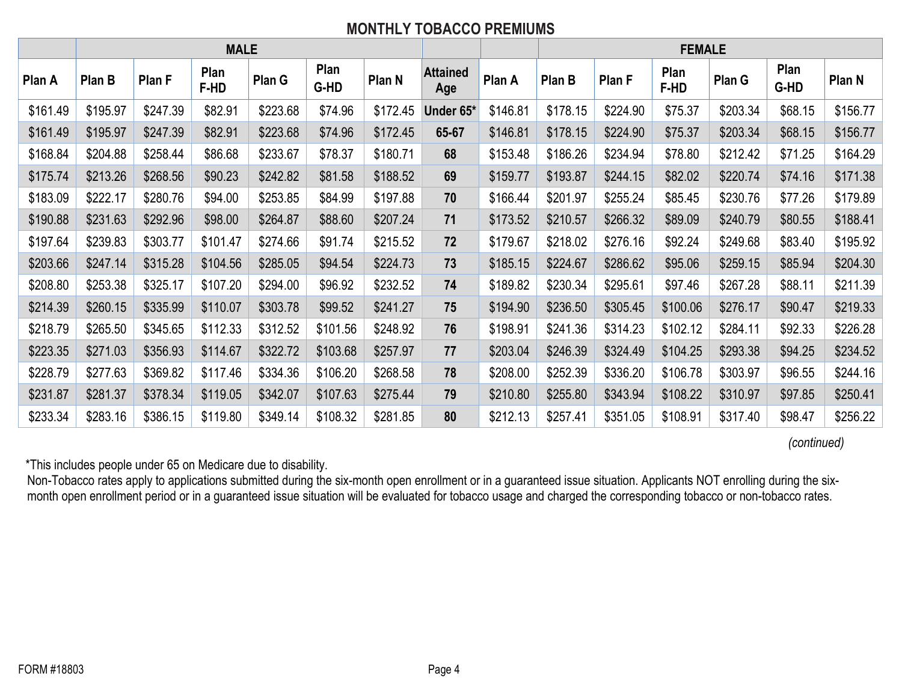## MONTHLY TOBACCO PREMIUMS

| MALE | | | | | | | | FEMALE | | | | | | |
|---|---|---|---|---|---|---|---|---|---|---|---|---|---|---|
| Plan A | Plan B | Plan F | Plan F-HD | Plan G | Plan G-HD | Plan N | Attained Age | Plan A | Plan B | Plan F | Plan F-HD | Plan G | Plan G-HD | Plan N |
| $161.49 | $195.97 | $247.39 | $82.91 | $223.68 | $74.96 | $172.45 | **Under 65*** | $146.81 | $178.15 | $224.90 | $75.37 | $203.34 | $68.15 | $156.77 |
| $161.49 | $195.97 | $247.39 | $82.91 | $223.68 | $74.96 | $172.45 | **65-67** | $146.81 | $178.15 | $224.90 | $75.37 | $203.34 | $68.15 | $156.77 |
| $168.84 | $204.88 | $258.44 | $86.68 | $233.67 | $78.37 | $180.71 | **68** | $153.48 | $186.26 | $234.94 | $78.80 | $212.42 | $71.25 | $164.29 |
| $175.74 | $213.26 | $268.56 | $90.23 | $242.82 | $81.58 | $188.52 | **69** | $159.77 | $193.87 | $244.15 | $82.02 | $220.74 | $74.16 | $171.38 |
| $183.09 | $222.17 | $280.76 | $94.00 | $253.85 | $84.99 | $197.88 | **70** | $166.44 | $201.97 | $255.24 | $85.45 | $230.76 | $77.26 | $179.89 |
| $190.88 | $231.63 | $292.96 | $98.00 | $264.87 | $88.60 | $207.24 | **71** | $173.52 | $210.57 | $266.32 | $89.09 | $240.79 | $80.55 | $188.41 |
| $197.64 | $239.83 | $303.77 | $101.47 | $274.66 | $91.74 | $215.52 | **72** | $179.67 | $218.02 | $276.16 | $92.24 | $249.68 | $83.40 | $195.92 |
| $203.66 | $247.14 | $315.28 | $104.56 | $285.05 | $94.54 | $224.73 | **73** | $185.15 | $224.67 | $286.62 | $95.06 | $259.15 | $85.94 | $204.30 |
| $208.80 | $253.38 | $325.17 | $107.20 | $294.00 | $96.92 | $232.52 | **74** | $189.82 | $230.34 | $295.61 | $97.46 | $267.28 | $88.11 | $211.39 |
| $214.39 | $260.15 | $335.99 | $110.07 | $303.78 | $99.52 | $241.27 | **75** | $194.90 | $236.50 | $305.45 | $100.06 | $276.17 | $90.47 | $219.33 |
| $218.79 | $265.50 | $345.65 | $112.33 | $312.52 | $101.56 | $248.92 | **76** | $198.91 | $241.36 | $314.23 | $102.12 | $284.11 | $92.33 | $226.28 |
| $223.35 | $271.03 | $356.93 | $114.67 | $322.72 | $103.68 | $257.97 | **77** | $203.04 | $246.39 | $324.49 | $104.25 | $293.38 | $94.25 | $234.52 |
| $228.79 | $277.63 | $369.82 | $117.46 | $334.36 | $106.20 | $268.58 | **78** | $208.00 | $252.39 | $336.20 | $106.78 | $303.97 | $96.55 | $244.16 |
| $231.87 | $281.37 | $378.34 | $119.05 | $342.07 | $107.63 | $275.44 | **79** | $210.80 | $255.80 | $343.94 | $108.22 | $310.97 | $97.85 | $250.41 |
| $233.34 | $283.16 | $386.15 | $119.80 | $349.14 | $108.32 | $281.85 | **80** | $212.13 | $257.41 | $351.05 | $108.91 | $317.40 | $98.47 | $256.22 |

*(continued)*

*This includes people under 65 on Medicare due to disability.

Non-Tobacco rates apply to applications submitted during the six-month open enrollment or in a guaranteed issue situation. Applicants NOT enrolling during the six-month open enrollment period or in a guaranteed issue situation will be evaluated for tobacco usage and charged the corresponding tobacco or non-tobacco rates.

FORM #18803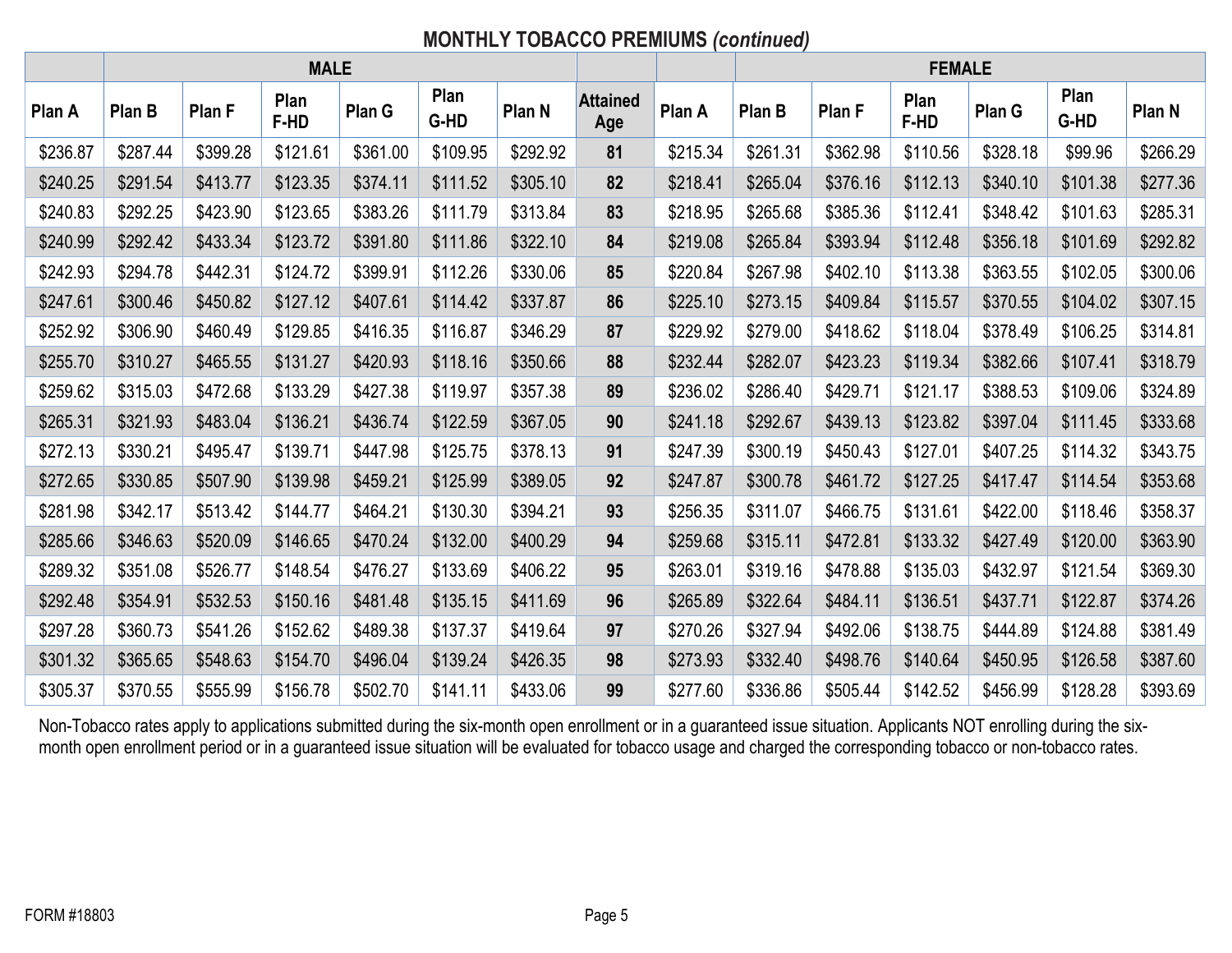## MONTHLY TOBACCO PREMIUMS *(continued)*

| MALE | | | | | | | | FEMALE | | | | | | |
|---|---|---|---|---|---|---|---|---|---|---|---|---|---|---|
| Plan A | Plan B | Plan F | Plan F-HD | Plan G | Plan G-HD | Plan N | Attained Age | Plan A | Plan B | Plan F | Plan F-HD | Plan G | Plan G-HD | Plan N |
| $236.87 | $287.44 | $399.28 | $121.61 | $361.00 | $109.95 | $292.92 | 81 | $215.34 | $261.31 | $362.98 | $110.56 | $328.18 | $99.96 | $266.29 |
| $240.25 | $291.54 | $413.77 | $123.35 | $374.11 | $111.52 | $305.10 | 82 | $218.41 | $265.04 | $376.16 | $112.13 | $340.10 | $101.38 | $277.36 |
| $240.83 | $292.25 | $423.90 | $123.65 | $383.26 | $111.79 | $313.84 | 83 | $218.95 | $265.68 | $385.36 | $112.41 | $348.42 | $101.63 | $285.31 |
| $240.99 | $292.42 | $433.34 | $123.72 | $391.80 | $111.86 | $322.10 | 84 | $219.08 | $265.84 | $393.94 | $112.48 | $356.18 | $101.69 | $292.82 |
| $242.93 | $294.78 | $442.31 | $124.72 | $399.91 | $112.26 | $330.06 | 85 | $220.84 | $267.98 | $402.10 | $113.38 | $363.55 | $102.05 | $300.06 |
| $247.61 | $300.46 | $450.82 | $127.12 | $407.61 | $114.42 | $337.87 | 86 | $225.10 | $273.15 | $409.84 | $115.57 | $370.55 | $104.02 | $307.15 |
| $252.92 | $306.90 | $460.49 | $129.85 | $416.35 | $116.87 | $346.29 | 87 | $229.92 | $279.00 | $418.62 | $118.04 | $378.49 | $106.25 | $314.81 |
| $255.70 | $310.27 | $465.55 | $131.27 | $420.93 | $118.16 | $350.66 | 88 | $232.44 | $282.07 | $423.23 | $119.34 | $382.66 | $107.41 | $318.79 |
| $259.62 | $315.03 | $472.68 | $133.29 | $427.38 | $119.97 | $357.38 | 89 | $236.02 | $286.40 | $429.71 | $121.17 | $388.53 | $109.06 | $324.89 |
| $265.31 | $321.93 | $483.04 | $136.21 | $436.74 | $122.59 | $367.05 | 90 | $241.18 | $292.67 | $439.13 | $123.82 | $397.04 | $111.45 | $333.68 |
| $272.13 | $330.21 | $495.47 | $139.71 | $447.98 | $125.75 | $378.13 | 91 | $247.39 | $300.19 | $450.43 | $127.01 | $407.25 | $114.32 | $343.75 |
| $272.65 | $330.85 | $507.90 | $139.98 | $459.21 | $125.99 | $389.05 | 92 | $247.87 | $300.78 | $461.72 | $127.25 | $417.47 | $114.54 | $353.68 |
| $281.98 | $342.17 | $513.42 | $144.77 | $464.21 | $130.30 | $394.21 | 93 | $256.35 | $311.07 | $466.75 | $131.61 | $422.00 | $118.46 | $358.37 |
| $285.66 | $346.63 | $520.09 | $146.65 | $470.24 | $132.00 | $400.29 | 94 | $259.68 | $315.11 | $472.81 | $133.32 | $427.49 | $120.00 | $363.90 |
| $289.32 | $351.08 | $526.77 | $148.54 | $476.27 | $133.69 | $406.22 | 95 | $263.01 | $319.16 | $478.88 | $135.03 | $432.97 | $121.54 | $369.30 |
| $292.48 | $354.91 | $532.53 | $150.16 | $481.48 | $135.15 | $411.69 | 96 | $265.89 | $322.64 | $484.11 | $136.51 | $437.71 | $122.87 | $374.26 |
| $297.28 | $360.73 | $541.26 | $152.62 | $489.38 | $137.37 | $419.64 | 97 | $270.26 | $327.94 | $492.06 | $138.75 | $444.89 | $124.88 | $381.49 |
| $301.32 | $365.65 | $548.63 | $154.70 | $496.04 | $139.24 | $426.35 | 98 | $273.93 | $332.40 | $498.76 | $140.64 | $450.95 | $126.58 | $387.60 |
| $305.37 | $370.55 | $555.99 | $156.78 | $502.70 | $141.11 | $433.06 | 99 | $277.60 | $336.86 | $505.44 | $142.52 | $456.99 | $128.28 | $393.69 |

Non-Tobacco rates apply to applications submitted during the six-month open enrollment or in a guaranteed issue situation. Applicants NOT enrolling during the six-month open enrollment period or in a guaranteed issue situation will be evaluated for tobacco usage and charged the corresponding tobacco or non-tobacco rates.

FORM #18803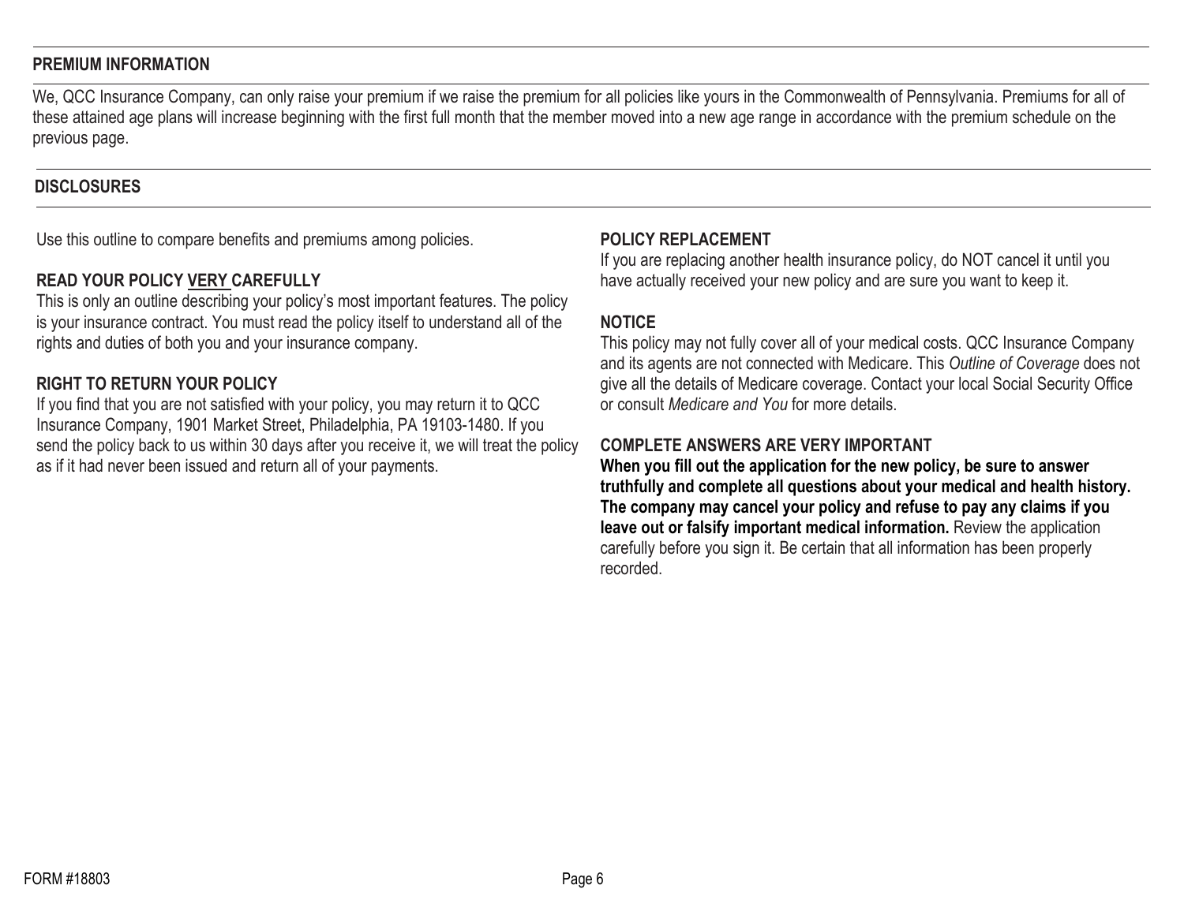## PREMIUM INFORMATION

We, QCC Insurance Company, can only raise your premium if we raise the premium for all policies like yours in the Commonwealth of Pennsylvania. Premiums for all of these attained age plans will increase beginning with the first full month that the member moved into a new age range in accordance with the premium schedule on the previous page.

## DISCLOSURES

Use this outline to compare benefits and premiums among policies.

### READ YOUR POLICY VERY CAREFULLY

This is only an outline describing your policy's most important features. The policy is your insurance contract. You must read the policy itself to understand all of the rights and duties of both you and your insurance company.

### RIGHT TO RETURN YOUR POLICY

If you find that you are not satisfied with your policy, you may return it to QCC Insurance Company, 1901 Market Street, Philadelphia, PA 19103-1480. If you send the policy back to us within 30 days after you receive it, we will treat the policy as if it had never been issued and return all of your payments.

### POLICY REPLACEMENT

If you are replacing another health insurance policy, do NOT cancel it until you have actually received your new policy and are sure you want to keep it.

### NOTICE

This policy may not fully cover all of your medical costs. QCC Insurance Company and its agents are not connected with Medicare. This *Outline of Coverage* does not give all the details of Medicare coverage. Contact your local Social Security Office or consult *Medicare and You* for more details.

### COMPLETE ANSWERS ARE VERY IMPORTANT

**When you fill out the application for the new policy, be sure to answer truthfully and complete all questions about your medical and health history. The company may cancel your policy and refuse to pay any claims if you leave out or falsify important medical information.** Review the application carefully before you sign it. Be certain that all information has been properly recorded.

FORM #18803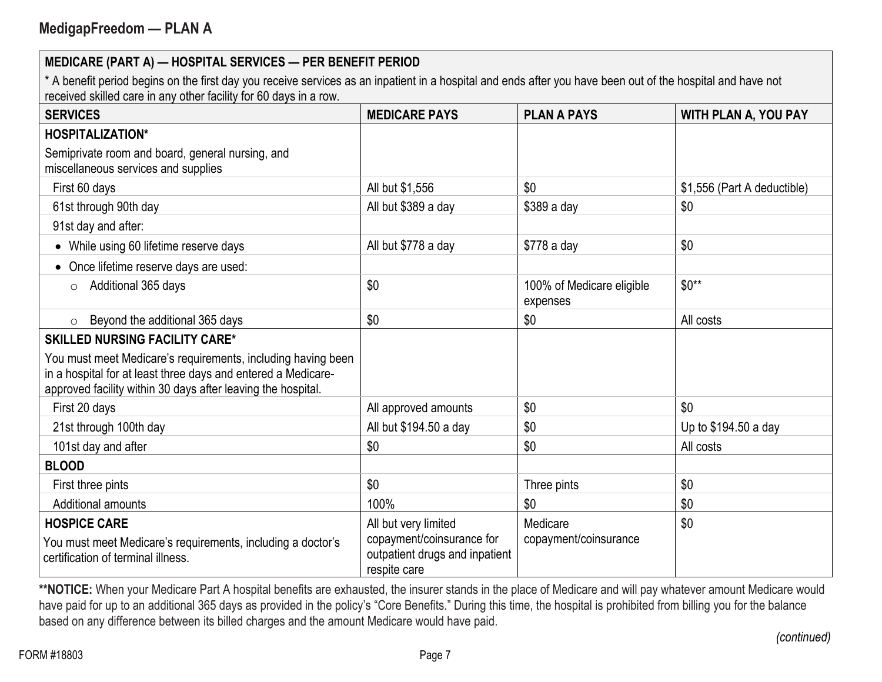## MedigapFreedom — PLAN A

| MEDICARE (PART A) — HOSPITAL SERVICES — PER BENEFIT PERIOD<br>* A benefit period begins on the first day you receive services as an inpatient in a hospital and ends after you have been out of the hospital and have not received skilled care in any other facility for 60 days in a row. | | | |
|---|---|---|---|
| **SERVICES** | **MEDICARE PAYS** | **PLAN A PAYS** | **WITH PLAN A, YOU PAY** |
| **HOSPITALIZATION***<br>Semiprivate room and board, general nursing, and miscellaneous services and supplies | | | |
| First 60 days | All but $1,556 | $0 | $1,556 (Part A deductible) |
| 61st through 90th day | All but $389 a day | $389 a day | $0 |
| 91st day and after: | | | |
| • While using 60 lifetime reserve days | All but $778 a day | $778 a day | $0 |
| • Once lifetime reserve days are used: | | | |
| ○ Additional 365 days | $0 | 100% of Medicare eligible expenses | $0** |
| ○ Beyond the additional 365 days | $0 | $0 | All costs |
| **SKILLED NURSING FACILITY CARE***<br>You must meet Medicare's requirements, including having been in a hospital for at least three days and entered a Medicare-approved facility within 30 days after leaving the hospital. | | | |
| First 20 days | All approved amounts | $0 | $0 |
| 21st through 100th day | All but $194.50 a day | $0 | Up to $194.50 a day |
| 101st day and after | $0 | $0 | All costs |
| **BLOOD** | | | |
| First three pints | $0 | Three pints | $0 |
| Additional amounts | 100% | $0 | $0 |
| **HOSPICE CARE**<br>You must meet Medicare's requirements, including a doctor's certification of terminal illness. | All but very limited copayment/coinsurance for outpatient drugs and inpatient respite care | Medicare copayment/coinsurance | $0 |

****NOTICE:** When your Medicare Part A hospital benefits are exhausted, the insurer stands in the place of Medicare and will pay whatever amount Medicare would have paid for up to an additional 365 days as provided in the policy's "Core Benefits." During this time, the hospital is prohibited from billing you for the balance based on any difference between its billed charges and the amount Medicare would have paid.

*(continued)*

FORM #18803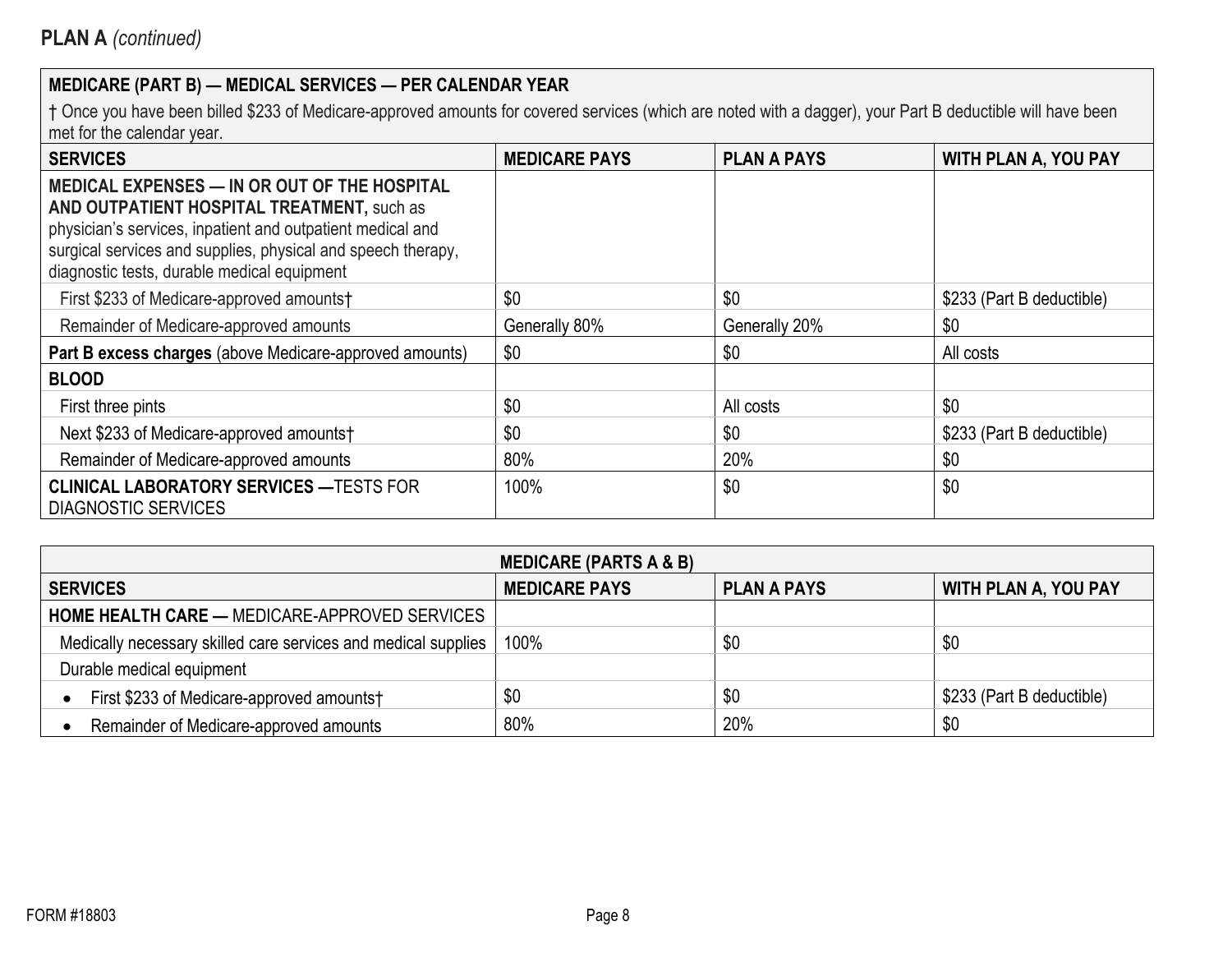## PLAN A *(continued)*

| MEDICARE (PART B) — MEDICAL SERVICES — PER CALENDAR YEAR<br>† Once you have been billed $233 of Medicare-approved amounts for covered services (which are noted with a dagger), your Part B deductible will have been met for the calendar year. | | | |
|---|---|---|---|
| **SERVICES** | **MEDICARE PAYS** | **PLAN A PAYS** | **WITH PLAN A, YOU PAY** |
| **MEDICAL EXPENSES — IN OR OUT OF THE HOSPITAL AND OUTPATIENT HOSPITAL TREATMENT,** such as physician's services, inpatient and outpatient medical and surgical services and supplies, physical and speech therapy, diagnostic tests, durable medical equipment | | | |
| First $233 of Medicare-approved amounts† | $0 | $0 | $233 (Part B deductible) |
| Remainder of Medicare-approved amounts | Generally 80% | Generally 20% | $0 |
| **Part B excess charges** (above Medicare-approved amounts) | $0 | $0 | All costs |
| **BLOOD** | | | |
| First three pints | $0 | All costs | $0 |
| Next $233 of Medicare-approved amounts† | $0 | $0 | $233 (Part B deductible) |
| Remainder of Medicare-approved amounts | 80% | 20% | $0 |
| **CLINICAL LABORATORY SERVICES —**TESTS FOR DIAGNOSTIC SERVICES | 100% | $0 | $0 |

| MEDICARE (PARTS A & B) | | | |
|---|---|---|---|
| **SERVICES** | **MEDICARE PAYS** | **PLAN A PAYS** | **WITH PLAN A, YOU PAY** |
| **HOME HEALTH CARE —** MEDICARE-APPROVED SERVICES | | | |
| Medically necessary skilled care services and medical supplies | 100% | $0 | $0 |
| Durable medical equipment | | | |
| • First $233 of Medicare-approved amounts† | $0 | $0 | $233 (Part B deductible) |
| • Remainder of Medicare-approved amounts | 80% | 20% | $0 |

FORM #18803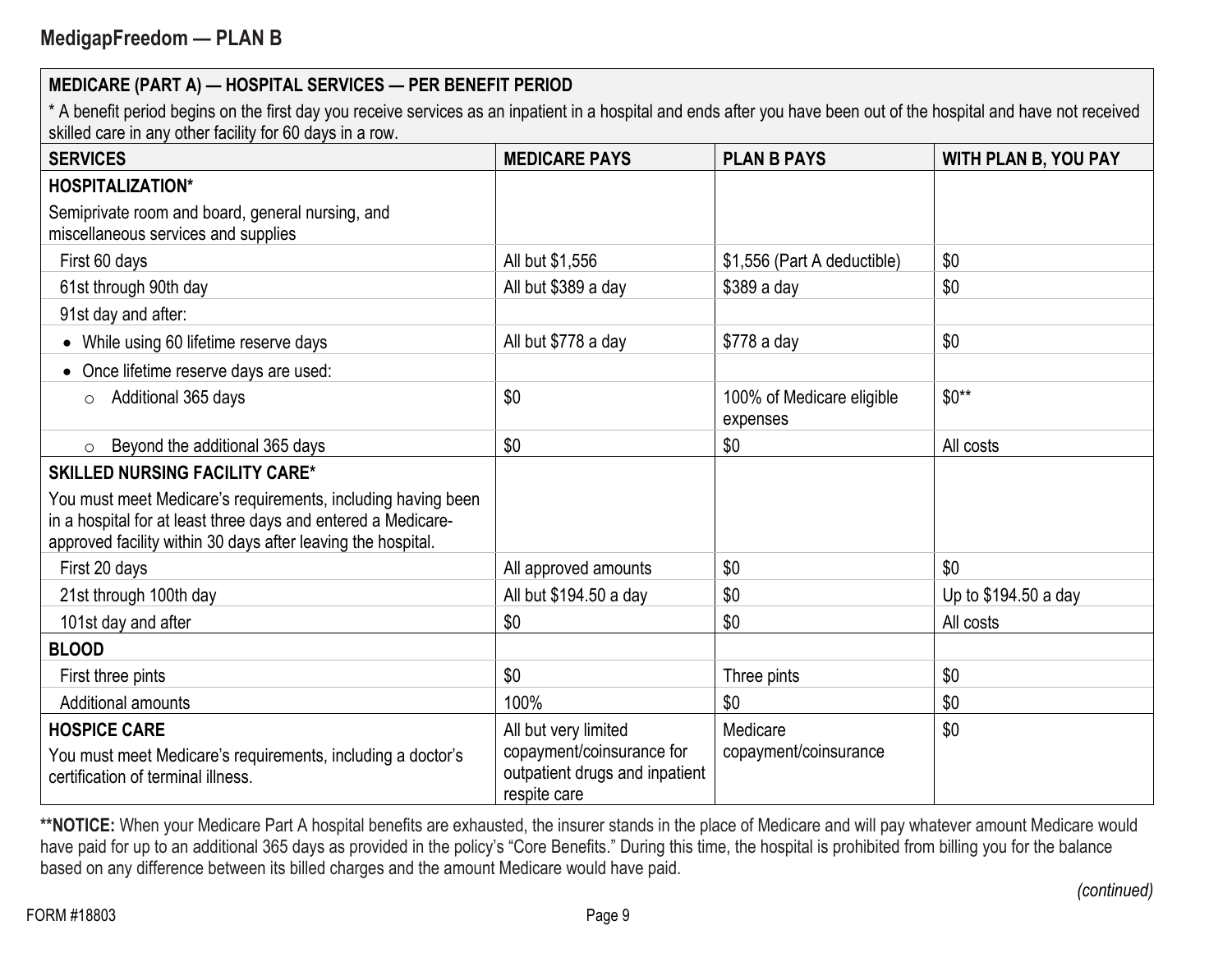## MedigapFreedom — PLAN B

**MEDICARE (PART A) — HOSPITAL SERVICES — PER BENEFIT PERIOD**

* A benefit period begins on the first day you receive services as an inpatient in a hospital and ends after you have been out of the hospital and have not received skilled care in any other facility for 60 days in a row.

| SERVICES | MEDICARE PAYS | PLAN B PAYS | WITH PLAN B, YOU PAY |
|---|---|---|---|
| **HOSPITALIZATION*** Semiprivate room and board, general nursing, and miscellaneous services and supplies | | | |
| First 60 days | All but $1,556 | $1,556 (Part A deductible) | $0 |
| 61st through 90th day | All but $389 a day | $389 a day | $0 |
| 91st day and after: | | | |
| • While using 60 lifetime reserve days | All but $778 a day | $778 a day | $0 |
| • Once lifetime reserve days are used: | | | |
| ○ Additional 365 days | $0 | 100% of Medicare eligible expenses | $0** |
| ○ Beyond the additional 365 days | $0 | $0 | All costs |
| **SKILLED NURSING FACILITY CARE*** You must meet Medicare's requirements, including having been in a hospital for at least three days and entered a Medicare-approved facility within 30 days after leaving the hospital. | | | |
| First 20 days | All approved amounts | $0 | $0 |
| 21st through 100th day | All but $194.50 a day | $0 | Up to $194.50 a day |
| 101st day and after | $0 | $0 | All costs |
| **BLOOD** | | | |
| First three pints | $0 | Three pints | $0 |
| Additional amounts | 100% | $0 | $0 |
| **HOSPICE CARE** You must meet Medicare's requirements, including a doctor's certification of terminal illness. | All but very limited copayment/coinsurance for outpatient drugs and inpatient respite care | Medicare copayment/coinsurance | $0 |

****NOTICE:** When your Medicare Part A hospital benefits are exhausted, the insurer stands in the place of Medicare and will pay whatever amount Medicare would have paid for up to an additional 365 days as provided in the policy's "Core Benefits." During this time, the hospital is prohibited from billing you for the balance based on any difference between its billed charges and the amount Medicare would have paid.

*(continued)*

FORM #18803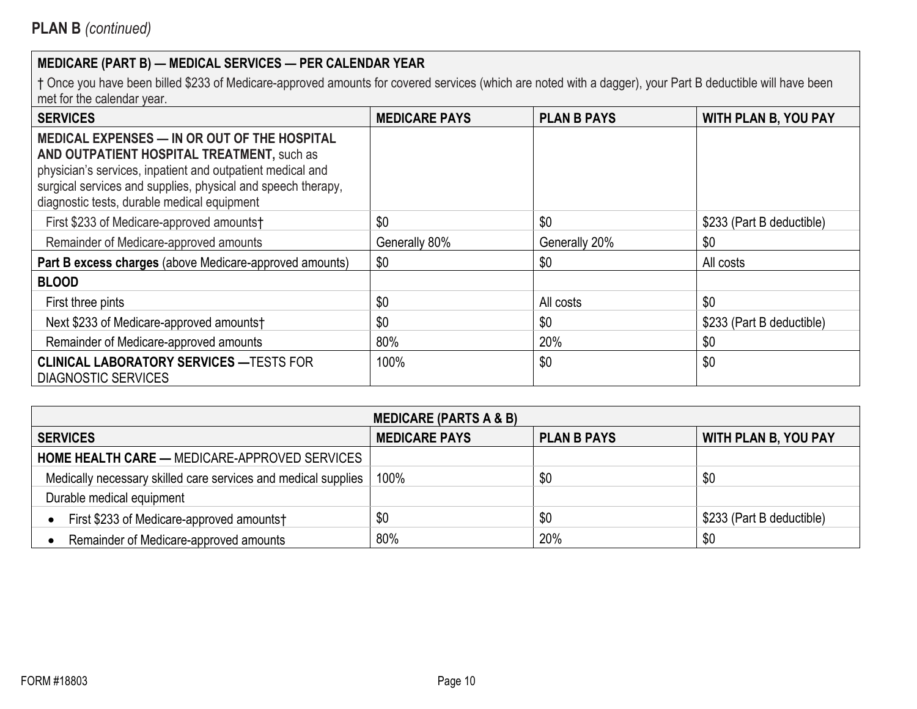## PLAN B *(continued)*

| MEDICARE (PART B) — MEDICAL SERVICES — PER CALENDAR YEAR | | | |
|---|---|---|---|
| † Once you have been billed $233 of Medicare-approved amounts for covered services (which are noted with a dagger), your Part B deductible will have been met for the calendar year. | | | |
| **SERVICES** | **MEDICARE PAYS** | **PLAN B PAYS** | **WITH PLAN B, YOU PAY** |
| **MEDICAL EXPENSES — IN OR OUT OF THE HOSPITAL AND OUTPATIENT HOSPITAL TREATMENT,** such as physician's services, inpatient and outpatient medical and surgical services and supplies, physical and speech therapy, diagnostic tests, durable medical equipment | | | |
| First $233 of Medicare-approved amounts† | $0 | $0 | $233 (Part B deductible) |
| Remainder of Medicare-approved amounts | Generally 80% | Generally 20% | $0 |
| **Part B excess charges** (above Medicare-approved amounts) | $0 | $0 | All costs |
| **BLOOD** | | | |
| First three pints | $0 | All costs | $0 |
| Next $233 of Medicare-approved amounts† | $0 | $0 | $233 (Part B deductible) |
| Remainder of Medicare-approved amounts | 80% | 20% | $0 |
| **CLINICAL LABORATORY SERVICES —**TESTS FOR DIAGNOSTIC SERVICES | 100% | $0 | $0 |

| MEDICARE (PARTS A & B) | | | |
|---|---|---|---|
| **SERVICES** | **MEDICARE PAYS** | **PLAN B PAYS** | **WITH PLAN B, YOU PAY** |
| **HOME HEALTH CARE —** MEDICARE-APPROVED SERVICES | | | |
| Medically necessary skilled care services and medical supplies | 100% | $0 | $0 |
| Durable medical equipment | | | |
| • First $233 of Medicare-approved amounts† | $0 | $0 | $233 (Part B deductible) |
| • Remainder of Medicare-approved amounts | 80% | 20% | $0 |

FORM #18803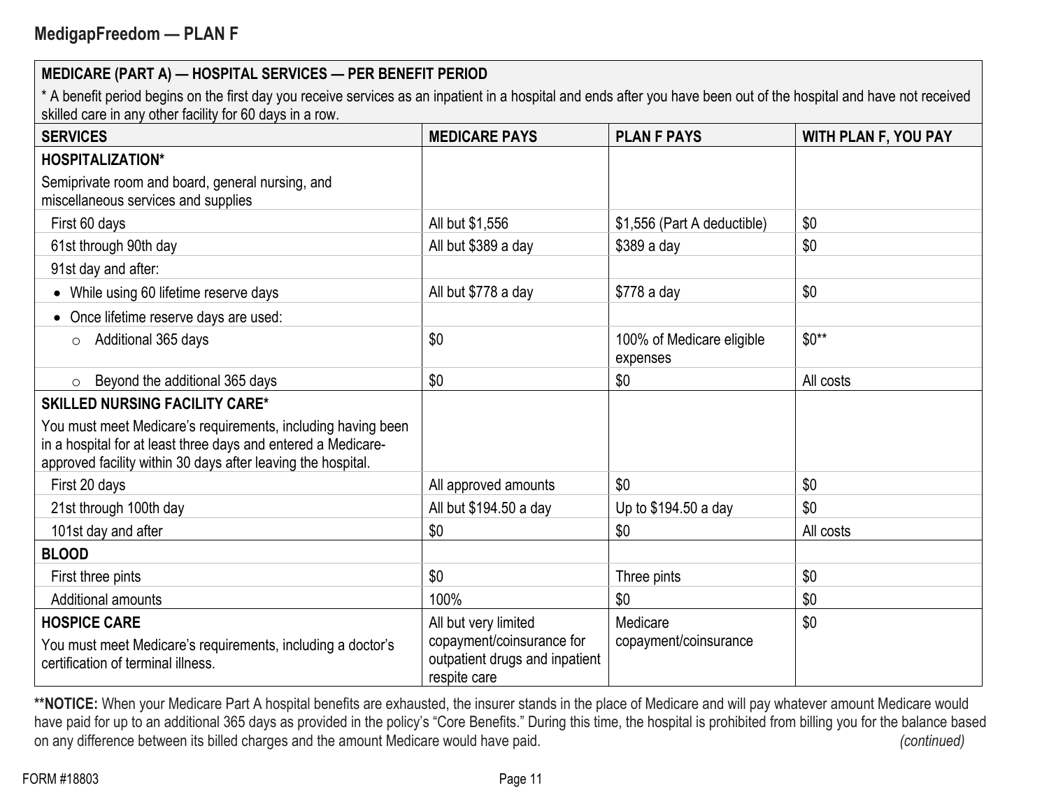## MedigapFreedom — PLAN F

| MEDICARE (PART A) — HOSPITAL SERVICES — PER BENEFIT PERIOD<br>* A benefit period begins on the first day you receive services as an inpatient in a hospital and ends after you have been out of the hospital and have not received skilled care in any other facility for 60 days in a row. | | | |
|---|---|---|---|
| **SERVICES** | **MEDICARE PAYS** | **PLAN F PAYS** | **WITH PLAN F, YOU PAY** |
| **HOSPITALIZATION***<br>Semiprivate room and board, general nursing, and miscellaneous services and supplies | | | |
| First 60 days | All but $1,556 | $1,556 (Part A deductible) | $0 |
| 61st through 90th day | All but $389 a day | $389 a day | $0 |
| 91st day and after: | | | |
| • While using 60 lifetime reserve days | All but $778 a day | $778 a day | $0 |
| • Once lifetime reserve days are used: | | | |
| ○ Additional 365 days | $0 | 100% of Medicare eligible expenses | $0** |
| ○ Beyond the additional 365 days | $0 | $0 | All costs |
| **SKILLED NURSING FACILITY CARE***<br>You must meet Medicare's requirements, including having been in a hospital for at least three days and entered a Medicare-approved facility within 30 days after leaving the hospital. | | | |
| First 20 days | All approved amounts | $0 | $0 |
| 21st through 100th day | All but $194.50 a day | Up to $194.50 a day | $0 |
| 101st day and after | $0 | $0 | All costs |
| **BLOOD** | | | |
| First three pints | $0 | Three pints | $0 |
| Additional amounts | 100% | $0 | $0 |
| **HOSPICE CARE**<br>You must meet Medicare's requirements, including a doctor's certification of terminal illness. | All but very limited copayment/coinsurance for outpatient drugs and inpatient respite care | Medicare copayment/coinsurance | $0 |

****NOTICE:** When your Medicare Part A hospital benefits are exhausted, the insurer stands in the place of Medicare and will pay whatever amount Medicare would have paid for up to an additional 365 days as provided in the policy's "Core Benefits." During this time, the hospital is prohibited from billing you for the balance based on any difference between its billed charges and the amount Medicare would have paid. *(continued)*

FORM #18803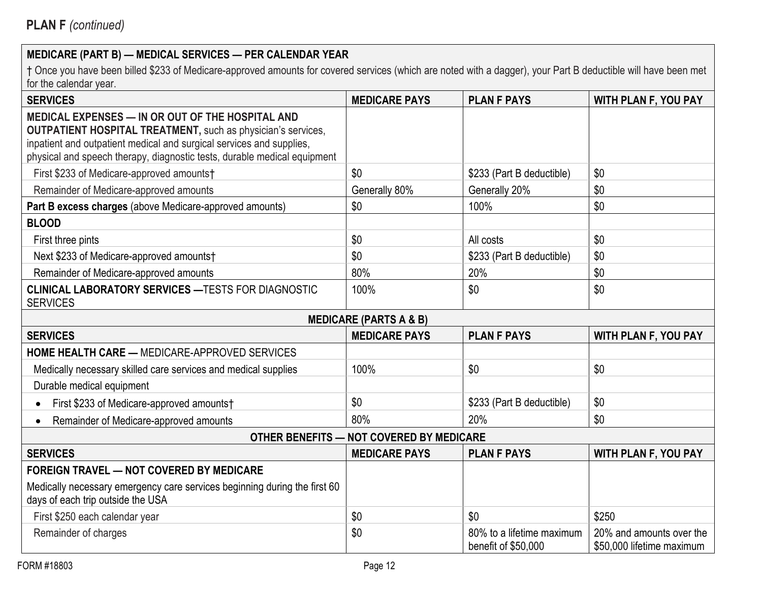**PLAN F** *(continued)*

| MEDICARE (PART B) — MEDICAL SERVICES — PER CALENDAR YEAR<br>† Once you have been billed $233 of Medicare-approved amounts for covered services (which are noted with a dagger), your Part B deductible will have been met for the calendar year. | | | |
|---|---|---|---|
| **SERVICES** | **MEDICARE PAYS** | **PLAN F PAYS** | **WITH PLAN F, YOU PAY** |
| **MEDICAL EXPENSES — IN OR OUT OF THE HOSPITAL AND OUTPATIENT HOSPITAL TREATMENT,** such as physician's services, inpatient and outpatient medical and surgical services and supplies, physical and speech therapy, diagnostic tests, durable medical equipment | | | |
| First $233 of Medicare-approved amounts† | $0 | $233 (Part B deductible) | $0 |
| Remainder of Medicare-approved amounts | Generally 80% | Generally 20% | $0 |
| **Part B excess charges** (above Medicare-approved amounts) | $0 | 100% | $0 |
| **BLOOD** | | | |
| First three pints | $0 | All costs | $0 |
| Next $233 of Medicare-approved amounts† | $0 | $233 (Part B deductible) | $0 |
| Remainder of Medicare-approved amounts | 80% | 20% | $0 |
| **CLINICAL LABORATORY SERVICES —**TESTS FOR DIAGNOSTIC SERVICES | 100% | $0 | $0 |

| MEDICARE (PARTS A & B) | | | |
|---|---|---|---|
| **SERVICES** | **MEDICARE PAYS** | **PLAN F PAYS** | **WITH PLAN F, YOU PAY** |
| **HOME HEALTH CARE —** MEDICARE-APPROVED SERVICES | | | |
| Medically necessary skilled care services and medical supplies | 100% | $0 | $0 |
| Durable medical equipment | | | |
| • First $233 of Medicare-approved amounts† | $0 | $233 (Part B deductible) | $0 |
| • Remainder of Medicare-approved amounts | 80% | 20% | $0 |

| OTHER BENEFITS — NOT COVERED BY MEDICARE | | | |
|---|---|---|---|
| **SERVICES** | **MEDICARE PAYS** | **PLAN F PAYS** | **WITH PLAN F, YOU PAY** |
| **FOREIGN TRAVEL — NOT COVERED BY MEDICARE**<br>Medically necessary emergency care services beginning during the first 60 days of each trip outside the USA | | | |
| First $250 each calendar year | $0 | $0 | $250 |
| Remainder of charges | $0 | 80% to a lifetime maximum benefit of $50,000 | 20% and amounts over the $50,000 lifetime maximum |

FORM #18803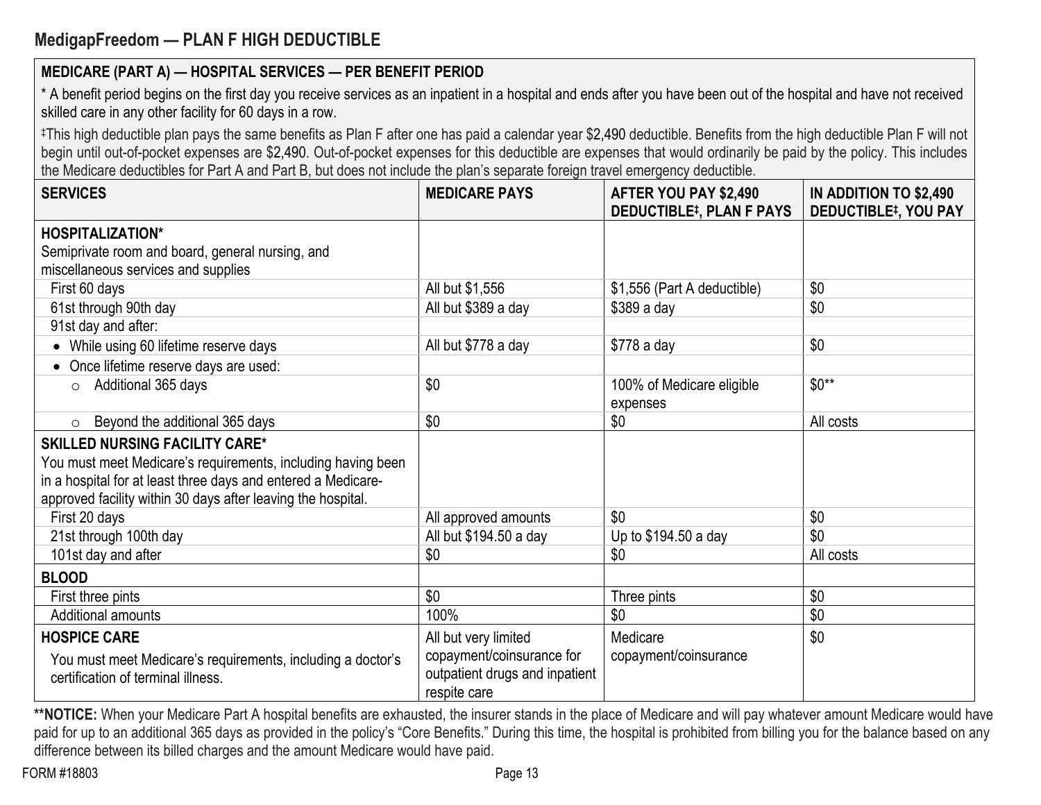## MedigapFreedom — PLAN F HIGH DEDUCTIBLE

**MEDICARE (PART A) — HOSPITAL SERVICES — PER BENEFIT PERIOD**

* A benefit period begins on the first day you receive services as an inpatient in a hospital and ends after you have been out of the hospital and have not received skilled care in any other facility for 60 days in a row.

‡This high deductible plan pays the same benefits as Plan F after one has paid a calendar year $2,490 deductible. Benefits from the high deductible Plan F will not begin until out-of-pocket expenses are $2,490. Out-of-pocket expenses for this deductible are expenses that would ordinarily be paid by the policy. This includes the Medicare deductibles for Part A and Part B, but does not include the plan's separate foreign travel emergency deductible.

| SERVICES | MEDICARE PAYS | AFTER YOU PAY $2,490 DEDUCTIBLE‡, PLAN F PAYS | IN ADDITION TO $2,490 DEDUCTIBLE‡, YOU PAY |
|---|---|---|---|
| **HOSPITALIZATION*** Semiprivate room and board, general nursing, and miscellaneous services and supplies | | | |
| First 60 days | All but $1,556 | $1,556 (Part A deductible) | $0 |
| 61st through 90th day | All but $389 a day | $389 a day | $0 |
| 91st day and after: | | | |
| • While using 60 lifetime reserve days | All but $778 a day | $778 a day | $0 |
| • Once lifetime reserve days are used: | | | |
| ○ Additional 365 days | $0 | 100% of Medicare eligible expenses | $0** |
| ○ Beyond the additional 365 days | $0 | $0 | All costs |
| **SKILLED NURSING FACILITY CARE*** You must meet Medicare's requirements, including having been in a hospital for at least three days and entered a Medicare-approved facility within 30 days after leaving the hospital. | | | |
| First 20 days | All approved amounts | $0 | $0 |
| 21st through 100th day | All but $194.50 a day | Up to $194.50 a day | $0 |
| 101st day and after | $0 | $0 | All costs |
| **BLOOD** | | | |
| First three pints | $0 | Three pints | $0 |
| Additional amounts | 100% | $0 | $0 |
| **HOSPICE CARE** You must meet Medicare's requirements, including a doctor's certification of terminal illness. | All but very limited copayment/coinsurance for outpatient drugs and inpatient respite care | Medicare copayment/coinsurance | $0 |

****NOTICE:** When your Medicare Part A hospital benefits are exhausted, the insurer stands in the place of Medicare and will pay whatever amount Medicare would have paid for up to an additional 365 days as provided in the policy's "Core Benefits." During this time, the hospital is prohibited from billing you for the balance based on any difference between its billed charges and the amount Medicare would have paid.

FORM #18803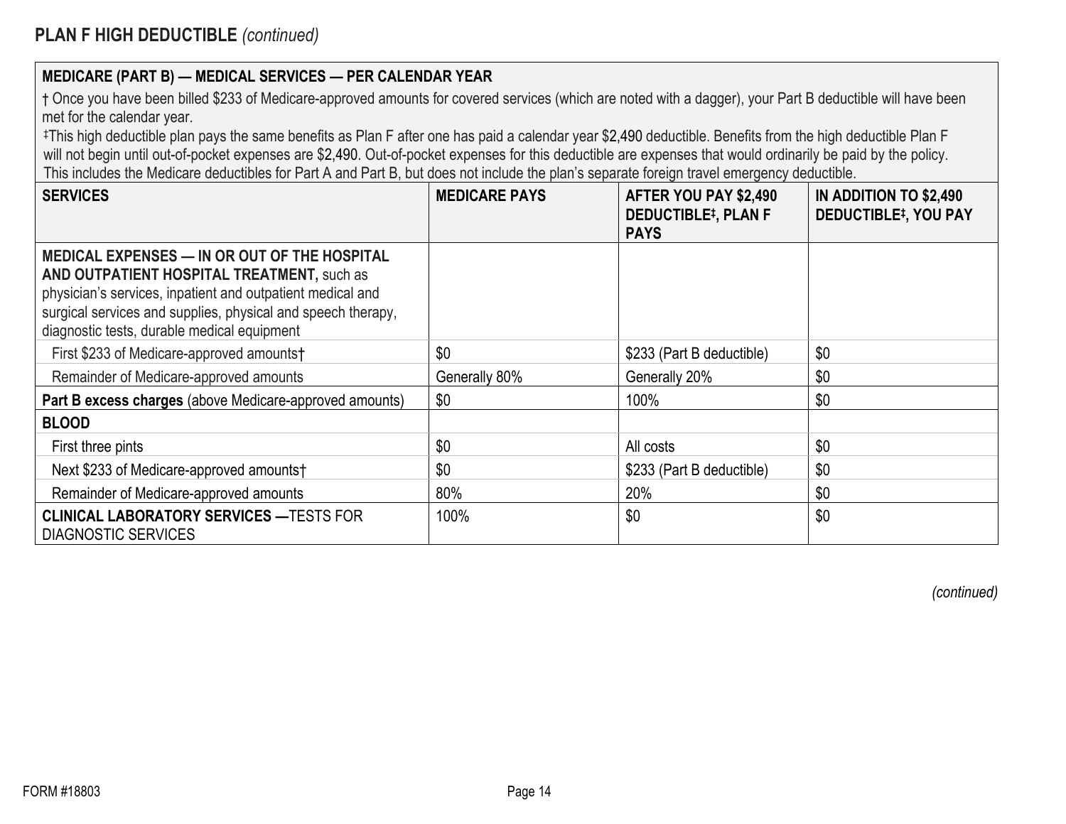## PLAN F HIGH DEDUCTIBLE *(continued)*

**MEDICARE (PART B) — MEDICAL SERVICES — PER CALENDAR YEAR**

† Once you have been billed $233 of Medicare-approved amounts for covered services (which are noted with a dagger), your Part B deductible will have been met for the calendar year.

‡This high deductible plan pays the same benefits as Plan F after one has paid a calendar year $2,490 deductible. Benefits from the high deductible Plan F will not begin until out-of-pocket expenses are $2,490. Out-of-pocket expenses for this deductible are expenses that would ordinarily be paid by the policy. This includes the Medicare deductibles for Part A and Part B, but does not include the plan's separate foreign travel emergency deductible.

| SERVICES | MEDICARE PAYS | AFTER YOU PAY $2,490 DEDUCTIBLE‡, PLAN F PAYS | IN ADDITION TO $2,490 DEDUCTIBLE‡, YOU PAY |
|---|---|---|---|
| **MEDICAL EXPENSES — IN OR OUT OF THE HOSPITAL AND OUTPATIENT HOSPITAL TREATMENT,** such as physician's services, inpatient and outpatient medical and surgical services and supplies, physical and speech therapy, diagnostic tests, durable medical equipment | | | |
| First $233 of Medicare-approved amounts† | $0 | $233 (Part B deductible) | $0 |
| Remainder of Medicare-approved amounts | Generally 80% | Generally 20% | $0 |
| **Part B excess charges** (above Medicare-approved amounts) | $0 | 100% | $0 |
| **BLOOD** | | | |
| First three pints | $0 | All costs | $0 |
| Next $233 of Medicare-approved amounts† | $0 | $233 (Part B deductible) | $0 |
| Remainder of Medicare-approved amounts | 80% | 20% | $0 |
| **CLINICAL LABORATORY SERVICES —**TESTS FOR DIAGNOSTIC SERVICES | 100% | $0 | $0 |

*(continued)*

FORM #18803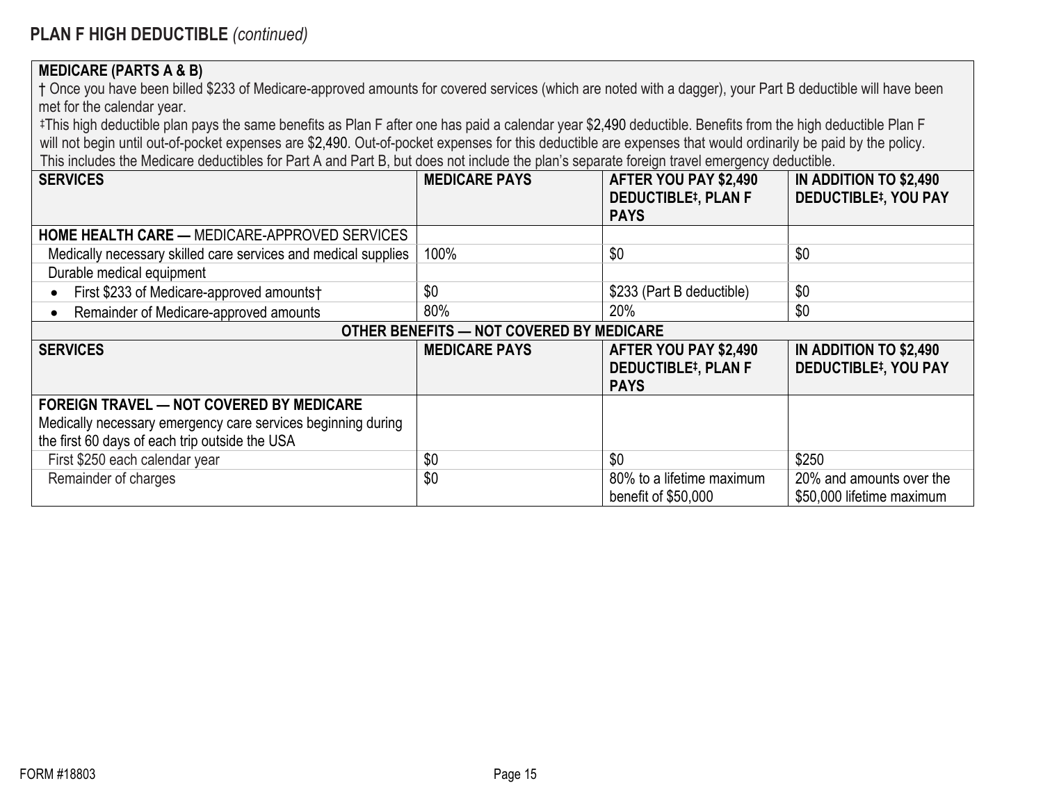## PLAN F HIGH DEDUCTIBLE *(continued)*

**MEDICARE (PARTS A & B)**

† Once you have been billed $233 of Medicare-approved amounts for covered services (which are noted with a dagger), your Part B deductible will have been met for the calendar year.

‡This high deductible plan pays the same benefits as Plan F after one has paid a calendar year $2,490 deductible. Benefits from the high deductible Plan F will not begin until out-of-pocket expenses are $2,490. Out-of-pocket expenses for this deductible are expenses that would ordinarily be paid by the policy. This includes the Medicare deductibles for Part A and Part B, but does not include the plan's separate foreign travel emergency deductible.

| SERVICES | MEDICARE PAYS | AFTER YOU PAY $2,490 DEDUCTIBLE‡, PLAN F PAYS | IN ADDITION TO $2,490 DEDUCTIBLE‡, YOU PAY |
|---|---|---|---|
| **HOME HEALTH CARE —** MEDICARE-APPROVED SERVICES | | | |
| Medically necessary skilled care services and medical supplies | 100% | $0 | $0 |
| Durable medical equipment | | | |
| • First $233 of Medicare-approved amounts† | $0 | $233 (Part B deductible) | $0 |
| • Remainder of Medicare-approved amounts | 80% | 20% | $0 |

**OTHER BENEFITS — NOT COVERED BY MEDICARE**

| SERVICES | MEDICARE PAYS | AFTER YOU PAY $2,490 DEDUCTIBLE‡, PLAN F PAYS | IN ADDITION TO $2,490 DEDUCTIBLE‡, YOU PAY |
|---|---|---|---|
| **FOREIGN TRAVEL — NOT COVERED BY MEDICARE** Medically necessary emergency care services beginning during the first 60 days of each trip outside the USA | | | |
| First $250 each calendar year | $0 | $0 | $250 |
| Remainder of charges | $0 | 80% to a lifetime maximum benefit of $50,000 | 20% and amounts over the $50,000 lifetime maximum |

FORM #18803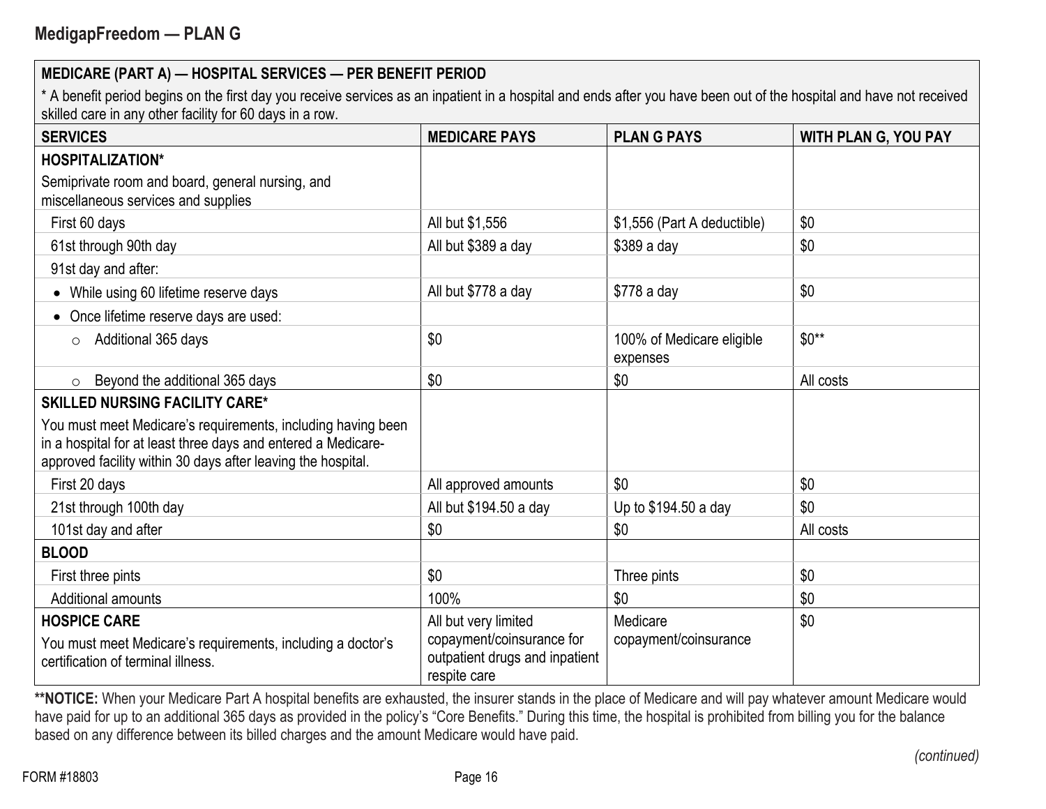## MedigapFreedom — PLAN G

| MEDICARE (PART A) — HOSPITAL SERVICES — PER BENEFIT PERIOD<br>* A benefit period begins on the first day you receive services as an inpatient in a hospital and ends after you have been out of the hospital and have not received skilled care in any other facility for 60 days in a row. | | | |
|---|---|---|---|
| **SERVICES** | **MEDICARE PAYS** | **PLAN G PAYS** | **WITH PLAN G, YOU PAY** |
| **HOSPITALIZATION***<br>Semiprivate room and board, general nursing, and miscellaneous services and supplies | | | |
| First 60 days | All but $1,556 | $1,556 (Part A deductible) | $0 |
| 61st through 90th day | All but $389 a day | $389 a day | $0 |
| 91st day and after: | | | |
| • While using 60 lifetime reserve days | All but $778 a day | $778 a day | $0 |
| • Once lifetime reserve days are used: | | | |
| ○ Additional 365 days | $0 | 100% of Medicare eligible expenses | $0** |
| ○ Beyond the additional 365 days | $0 | $0 | All costs |
| **SKILLED NURSING FACILITY CARE***<br>You must meet Medicare's requirements, including having been in a hospital for at least three days and entered a Medicare-approved facility within 30 days after leaving the hospital. | | | |
| First 20 days | All approved amounts | $0 | $0 |
| 21st through 100th day | All but $194.50 a day | Up to $194.50 a day | $0 |
| 101st day and after | $0 | $0 | All costs |
| **BLOOD** | | | |
| First three pints | $0 | Three pints | $0 |
| Additional amounts | 100% | $0 | $0 |
| **HOSPICE CARE**<br>You must meet Medicare's requirements, including a doctor's certification of terminal illness. | All but very limited copayment/coinsurance for outpatient drugs and inpatient respite care | Medicare copayment/coinsurance | $0 |

****NOTICE:** When your Medicare Part A hospital benefits are exhausted, the insurer stands in the place of Medicare and will pay whatever amount Medicare would have paid for up to an additional 365 days as provided in the policy's "Core Benefits." During this time, the hospital is prohibited from billing you for the balance based on any difference between its billed charges and the amount Medicare would have paid.

*(continued)*

FORM #18803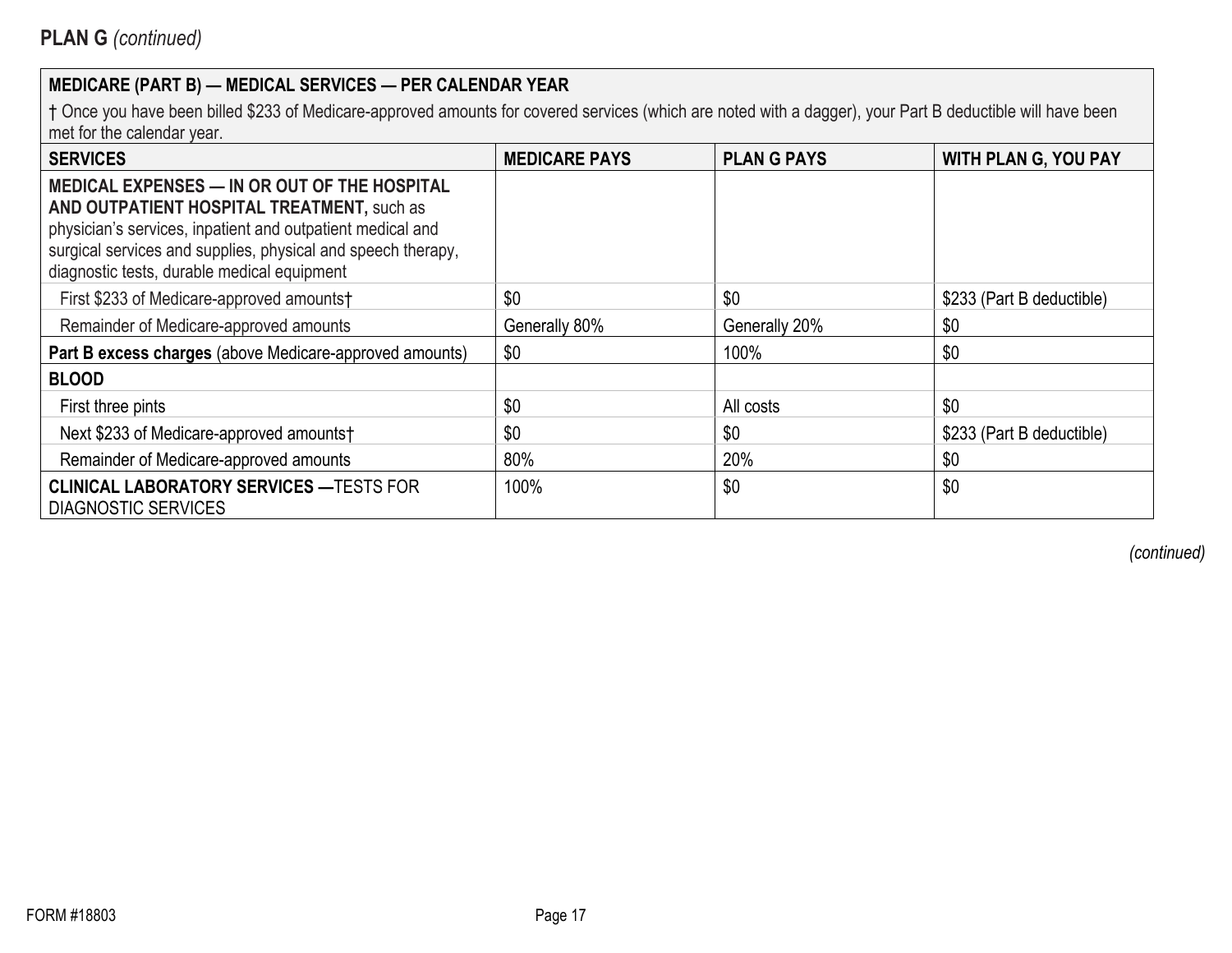## PLAN G *(continued)*

| MEDICARE (PART B) — MEDICAL SERVICES — PER CALENDAR YEAR | | | |
|---|---|---|---|
| † Once you have been billed $233 of Medicare-approved amounts for covered services (which are noted with a dagger), your Part B deductible will have been met for the calendar year. | | | |
| **SERVICES** | **MEDICARE PAYS** | **PLAN G PAYS** | **WITH PLAN G, YOU PAY** |
| **MEDICAL EXPENSES — IN OR OUT OF THE HOSPITAL AND OUTPATIENT HOSPITAL TREATMENT,** such as physician's services, inpatient and outpatient medical and surgical services and supplies, physical and speech therapy, diagnostic tests, durable medical equipment | | | |
| First $233 of Medicare-approved amounts† | $0 | $0 | $233 (Part B deductible) |
| Remainder of Medicare-approved amounts | Generally 80% | Generally 20% | $0 |
| **Part B excess charges** (above Medicare-approved amounts) | $0 | 100% | $0 |
| **BLOOD** | | | |
| First three pints | $0 | All costs | $0 |
| Next $233 of Medicare-approved amounts† | $0 | $0 | $233 (Part B deductible) |
| Remainder of Medicare-approved amounts | 80% | 20% | $0 |
| **CLINICAL LABORATORY SERVICES —**TESTS FOR DIAGNOSTIC SERVICES | 100% | $0 | $0 |

*(continued)*

FORM #18803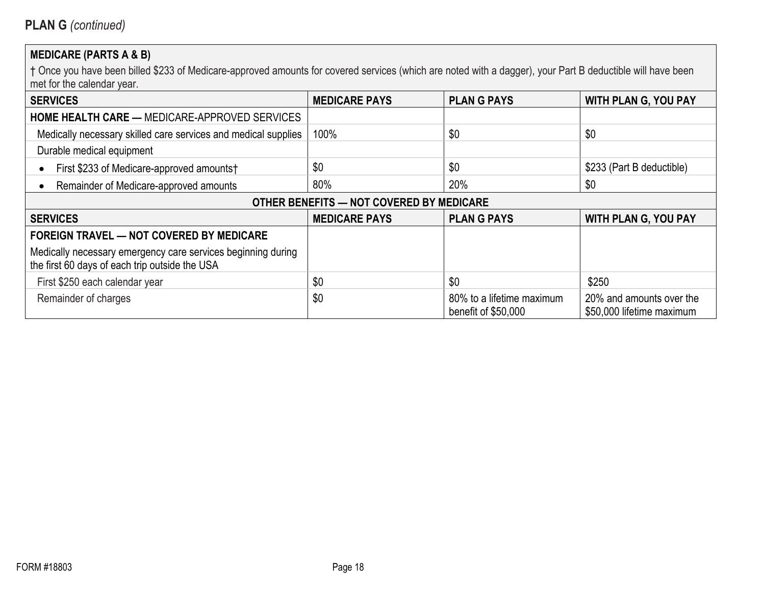## PLAN G *(continued)*

| MEDICARE (PARTS A & B) | | | |
|---|---|---|---|
| † Once you have been billed $233 of Medicare-approved amounts for covered services (which are noted with a dagger), your Part B deductible will have been met for the calendar year. | | | |
| **SERVICES** | **MEDICARE PAYS** | **PLAN G PAYS** | **WITH PLAN G, YOU PAY** |
| **HOME HEALTH CARE —** MEDICARE-APPROVED SERVICES | | | |
| Medically necessary skilled care services and medical supplies | 100% | $0 | $0 |
| Durable medical equipment | | | |
| • First $233 of Medicare-approved amounts† | $0 | $0 | $233 (Part B deductible) |
| • Remainder of Medicare-approved amounts | 80% | 20% | $0 |

**OTHER BENEFITS — NOT COVERED BY MEDICARE**

| SERVICES | MEDICARE PAYS | PLAN G PAYS | WITH PLAN G, YOU PAY |
|---|---|---|---|
| **FOREIGN TRAVEL — NOT COVERED BY MEDICARE**<br>Medically necessary emergency care services beginning during the first 60 days of each trip outside the USA | | | |
| First $250 each calendar year | $0 | $0 | $250 |
| Remainder of charges | $0 | 80% to a lifetime maximum benefit of $50,000 | 20% and amounts over the $50,000 lifetime maximum |

FORM #18803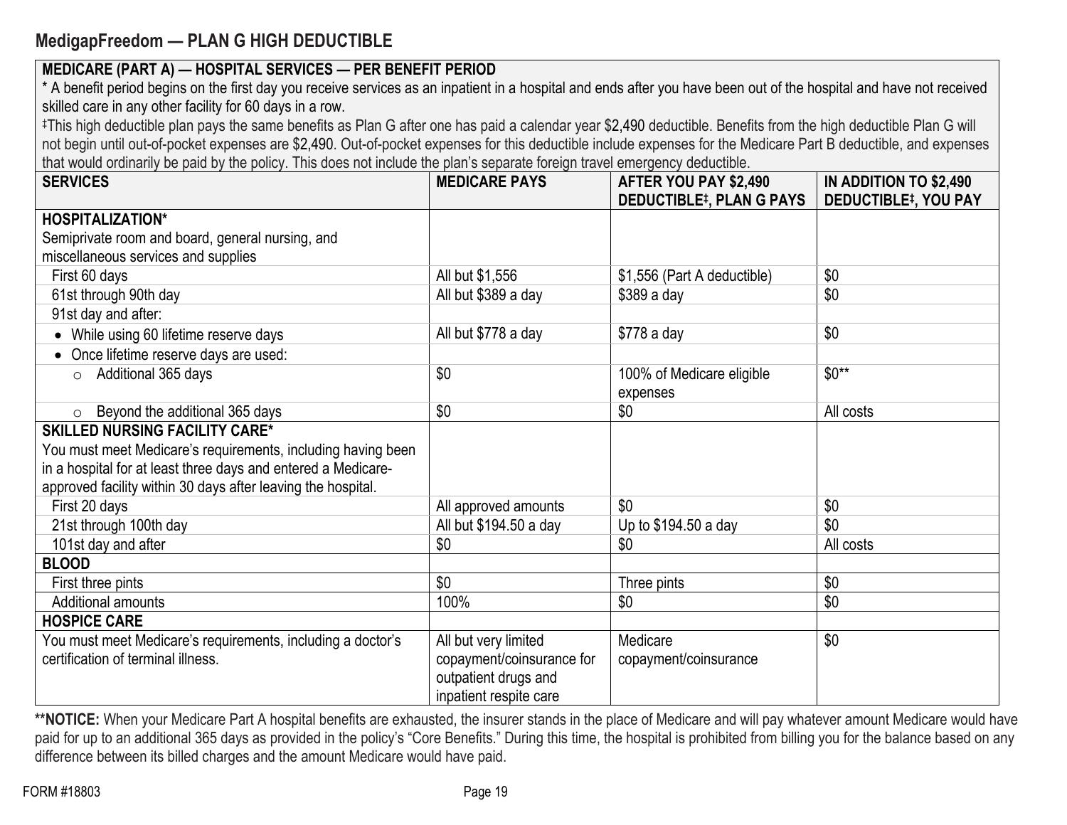## MedigapFreedom — PLAN G HIGH DEDUCTIBLE

**MEDICARE (PART A) — HOSPITAL SERVICES — PER BENEFIT PERIOD**

* A benefit period begins on the first day you receive services as an inpatient in a hospital and ends after you have been out of the hospital and have not received skilled care in any other facility for 60 days in a row.

‡This high deductible plan pays the same benefits as Plan G after one has paid a calendar year $2,490 deductible. Benefits from the high deductible Plan G will not begin until out-of-pocket expenses are $2,490. Out-of-pocket expenses for this deductible include expenses for the Medicare Part B deductible, and expenses that would ordinarily be paid by the policy. This does not include the plan's separate foreign travel emergency deductible.

| SERVICES | MEDICARE PAYS | AFTER YOU PAY $2,490 DEDUCTIBLE‡, PLAN G PAYS | IN ADDITION TO $2,490 DEDUCTIBLE‡, YOU PAY |
|---|---|---|---|
| **HOSPITALIZATION*** Semiprivate room and board, general nursing, and miscellaneous services and supplies | | | |
| First 60 days | All but $1,556 | $1,556 (Part A deductible) | $0 |
| 61st through 90th day | All but $389 a day | $389 a day | $0 |
| 91st day and after: | | | |
| • While using 60 lifetime reserve days | All but $778 a day | $778 a day | $0 |
| • Once lifetime reserve days are used: | | | |
| ○ Additional 365 days | $0 | 100% of Medicare eligible expenses | $0** |
| ○ Beyond the additional 365 days | $0 | $0 | All costs |
| **SKILLED NURSING FACILITY CARE*** You must meet Medicare's requirements, including having been in a hospital for at least three days and entered a Medicare-approved facility within 30 days after leaving the hospital. | | | |
| First 20 days | All approved amounts | $0 | $0 |
| 21st through 100th day | All but $194.50 a day | Up to $194.50 a day | $0 |
| 101st day and after | $0 | $0 | All costs |
| **BLOOD** | | | |
| First three pints | $0 | Three pints | $0 |
| Additional amounts | 100% | $0 | $0 |
| **HOSPICE CARE** | | | |
| You must meet Medicare's requirements, including a doctor's certification of terminal illness. | All but very limited copayment/coinsurance for outpatient drugs and inpatient respite care | Medicare copayment/coinsurance | $0 |

****NOTICE:** When your Medicare Part A hospital benefits are exhausted, the insurer stands in the place of Medicare and will pay whatever amount Medicare would have paid for up to an additional 365 days as provided in the policy's "Core Benefits." During this time, the hospital is prohibited from billing you for the balance based on any difference between its billed charges and the amount Medicare would have paid.

FORM #18803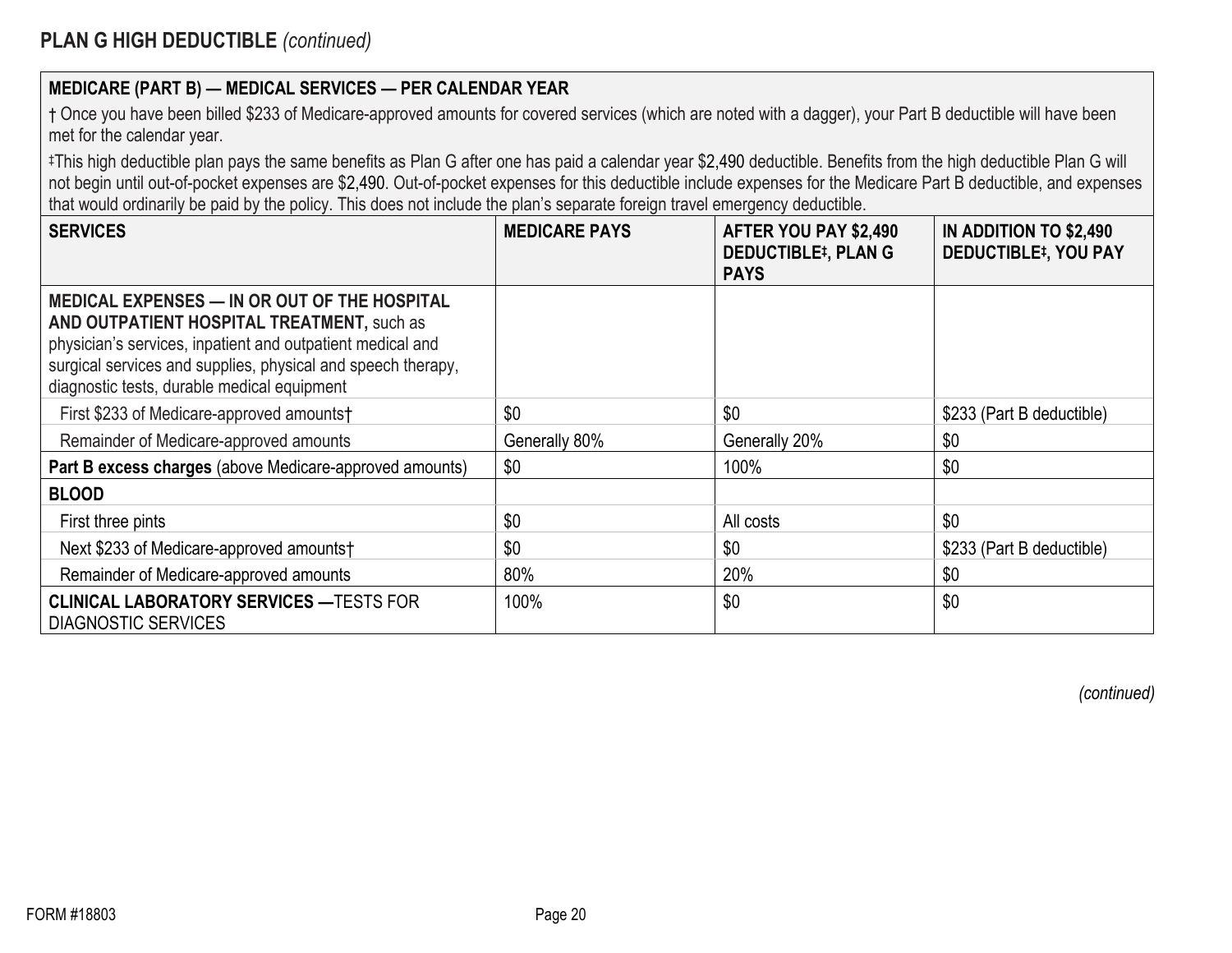## PLAN G HIGH DEDUCTIBLE *(continued)*

**MEDICARE (PART B) — MEDICAL SERVICES — PER CALENDAR YEAR**

† Once you have been billed $233 of Medicare-approved amounts for covered services (which are noted with a dagger), your Part B deductible will have been met for the calendar year.

‡This high deductible plan pays the same benefits as Plan G after one has paid a calendar year $2,490 deductible. Benefits from the high deductible Plan G will not begin until out-of-pocket expenses are $2,490. Out-of-pocket expenses for this deductible include expenses for the Medicare Part B deductible, and expenses that would ordinarily be paid by the policy. This does not include the plan's separate foreign travel emergency deductible.

| SERVICES | MEDICARE PAYS | AFTER YOU PAY $2,490 DEDUCTIBLE‡, PLAN G PAYS | IN ADDITION TO $2,490 DEDUCTIBLE‡, YOU PAY |
|---|---|---|---|
| **MEDICAL EXPENSES — IN OR OUT OF THE HOSPITAL AND OUTPATIENT HOSPITAL TREATMENT,** such as physician's services, inpatient and outpatient medical and surgical services and supplies, physical and speech therapy, diagnostic tests, durable medical equipment | | | |
| First $233 of Medicare-approved amounts† | $0 | $0 | $233 (Part B deductible) |
| Remainder of Medicare-approved amounts | Generally 80% | Generally 20% | $0 |
| **Part B excess charges** (above Medicare-approved amounts) | $0 | 100% | $0 |
| **BLOOD** | | | |
| First three pints | $0 | All costs | $0 |
| Next $233 of Medicare-approved amounts† | $0 | $0 | $233 (Part B deductible) |
| Remainder of Medicare-approved amounts | 80% | 20% | $0 |
| **CLINICAL LABORATORY SERVICES —**TESTS FOR DIAGNOSTIC SERVICES | 100% | $0 | $0 |

*(continued)*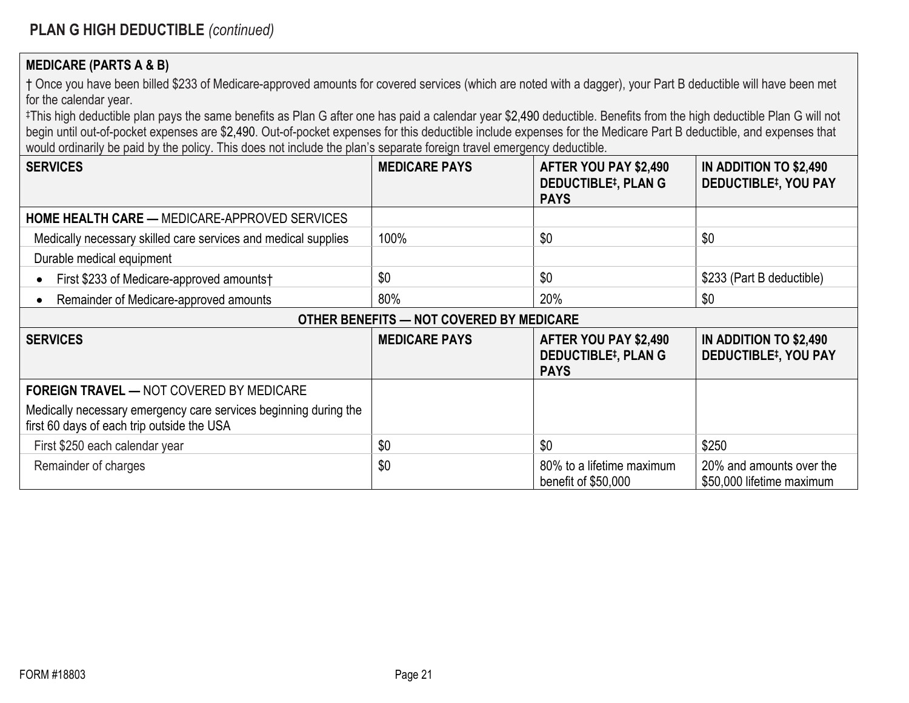## PLAN G HIGH DEDUCTIBLE *(continued)*

**MEDICARE (PARTS A & B)**

† Once you have been billed $233 of Medicare-approved amounts for covered services (which are noted with a dagger), your Part B deductible will have been met for the calendar year.

‡This high deductible plan pays the same benefits as Plan G after one has paid a calendar year $2,490 deductible. Benefits from the high deductible Plan G will not begin until out-of-pocket expenses are $2,490. Out-of-pocket expenses for this deductible include expenses for the Medicare Part B deductible, and expenses that would ordinarily be paid by the policy. This does not include the plan's separate foreign travel emergency deductible.

| SERVICES | MEDICARE PAYS | AFTER YOU PAY $2,490 DEDUCTIBLE‡, PLAN G PAYS | IN ADDITION TO $2,490 DEDUCTIBLE‡, YOU PAY |
|---|---|---|---|
| **HOME HEALTH CARE —** MEDICARE-APPROVED SERVICES | | | |
| Medically necessary skilled care services and medical supplies | 100% | $0 | $0 |
| Durable medical equipment | | | |
| • First $233 of Medicare-approved amounts† | $0 | $0 | $233 (Part B deductible) |
| • Remainder of Medicare-approved amounts | 80% | 20% | $0 |

**OTHER BENEFITS — NOT COVERED BY MEDICARE**

| SERVICES | MEDICARE PAYS | AFTER YOU PAY $2,490 DEDUCTIBLE‡, PLAN G PAYS | IN ADDITION TO $2,490 DEDUCTIBLE‡, YOU PAY |
|---|---|---|---|
| **FOREIGN TRAVEL —** NOT COVERED BY MEDICARE<br>Medically necessary emergency care services beginning during the first 60 days of each trip outside the USA | | | |
| First $250 each calendar year | $0 | $0 | $250 |
| Remainder of charges | $0 | 80% to a lifetime maximum benefit of $50,000 | 20% and amounts over the $50,000 lifetime maximum |

FORM #18803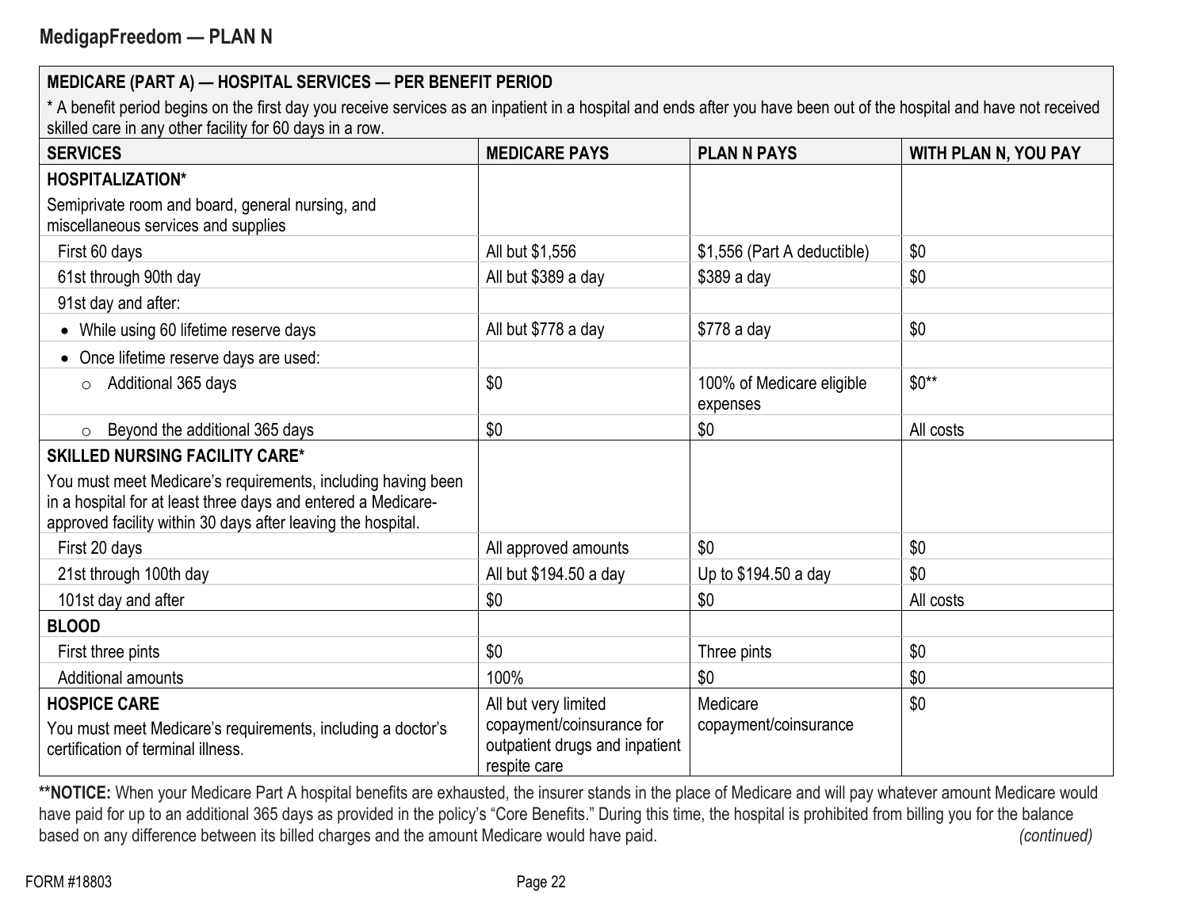## MedigapFreedom — PLAN N

| MEDICARE (PART A) — HOSPITAL SERVICES — PER BENEFIT PERIOD<br>* A benefit period begins on the first day you receive services as an inpatient in a hospital and ends after you have been out of the hospital and have not received skilled care in any other facility for 60 days in a row. | | | |
|---|---|---|---|
| **SERVICES** | **MEDICARE PAYS** | **PLAN N PAYS** | **WITH PLAN N, YOU PAY** |
| **HOSPITALIZATION***<br>Semiprivate room and board, general nursing, and miscellaneous services and supplies | | | |
| First 60 days | All but $1,556 | $1,556 (Part A deductible) | $0 |
| 61st through 90th day | All but $389 a day | $389 a day | $0 |
| 91st day and after: | | | |
| • While using 60 lifetime reserve days | All but $778 a day | $778 a day | $0 |
| • Once lifetime reserve days are used: | | | |
| ○ Additional 365 days | $0 | 100% of Medicare eligible expenses | $0** |
| ○ Beyond the additional 365 days | $0 | $0 | All costs |
| **SKILLED NURSING FACILITY CARE***<br>You must meet Medicare's requirements, including having been in a hospital for at least three days and entered a Medicare-approved facility within 30 days after leaving the hospital. | | | |
| First 20 days | All approved amounts | $0 | $0 |
| 21st through 100th day | All but $194.50 a day | Up to $194.50 a day | $0 |
| 101st day and after | $0 | $0 | All costs |
| **BLOOD** | | | |
| First three pints | $0 | Three pints | $0 |
| Additional amounts | 100% | $0 | $0 |
| **HOSPICE CARE**<br>You must meet Medicare's requirements, including a doctor's certification of terminal illness. | All but very limited copayment/coinsurance for outpatient drugs and inpatient respite care | Medicare copayment/coinsurance | $0 |

****NOTICE:** When your Medicare Part A hospital benefits are exhausted, the insurer stands in the place of Medicare and will pay whatever amount Medicare would have paid for up to an additional 365 days as provided in the policy's "Core Benefits." During this time, the hospital is prohibited from billing you for the balance based on any difference between its billed charges and the amount Medicare would have paid. *(continued)*

FORM #18803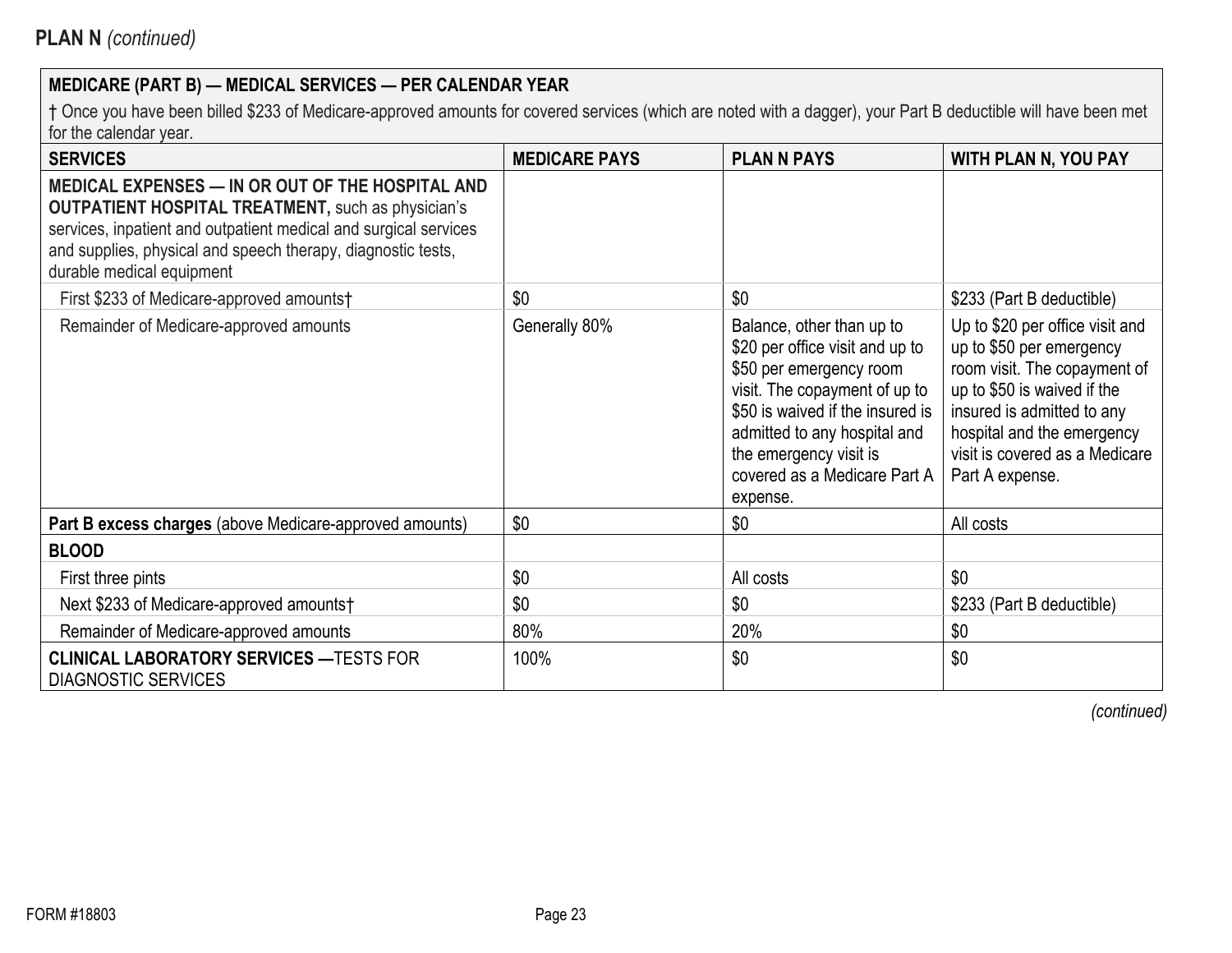**PLAN N** *(continued)*

| MEDICARE (PART B) — MEDICAL SERVICES — PER CALENDAR YEAR | | | |
|---|---|---|---|
| † Once you have been billed $233 of Medicare-approved amounts for covered services (which are noted with a dagger), your Part B deductible will have been met for the calendar year. | | | |
| **SERVICES** | **MEDICARE PAYS** | **PLAN N PAYS** | **WITH PLAN N, YOU PAY** |
| **MEDICAL EXPENSES — IN OR OUT OF THE HOSPITAL AND OUTPATIENT HOSPITAL TREATMENT,** such as physician's services, inpatient and outpatient medical and surgical services and supplies, physical and speech therapy, diagnostic tests, durable medical equipment | | | |
| First $233 of Medicare-approved amounts† | $0 | $0 | $233 (Part B deductible) |
| Remainder of Medicare-approved amounts | Generally 80% | Balance, other than up to $20 per office visit and up to $50 per emergency room visit. The copayment of up to $50 is waived if the insured is admitted to any hospital and the emergency visit is covered as a Medicare Part A expense. | Up to $20 per office visit and up to $50 per emergency room visit. The copayment of up to $50 is waived if the insured is admitted to any hospital and the emergency visit is covered as a Medicare Part A expense. |
| **Part B excess charges** (above Medicare-approved amounts) | $0 | $0 | All costs |
| **BLOOD** | | | |
| First three pints | $0 | All costs | $0 |
| Next $233 of Medicare-approved amounts† | $0 | $0 | $233 (Part B deductible) |
| Remainder of Medicare-approved amounts | 80% | 20% | $0 |
| **CLINICAL LABORATORY SERVICES —**TESTS FOR DIAGNOSTIC SERVICES | 100% | $0 | $0 |

*(continued)*

FORM #18803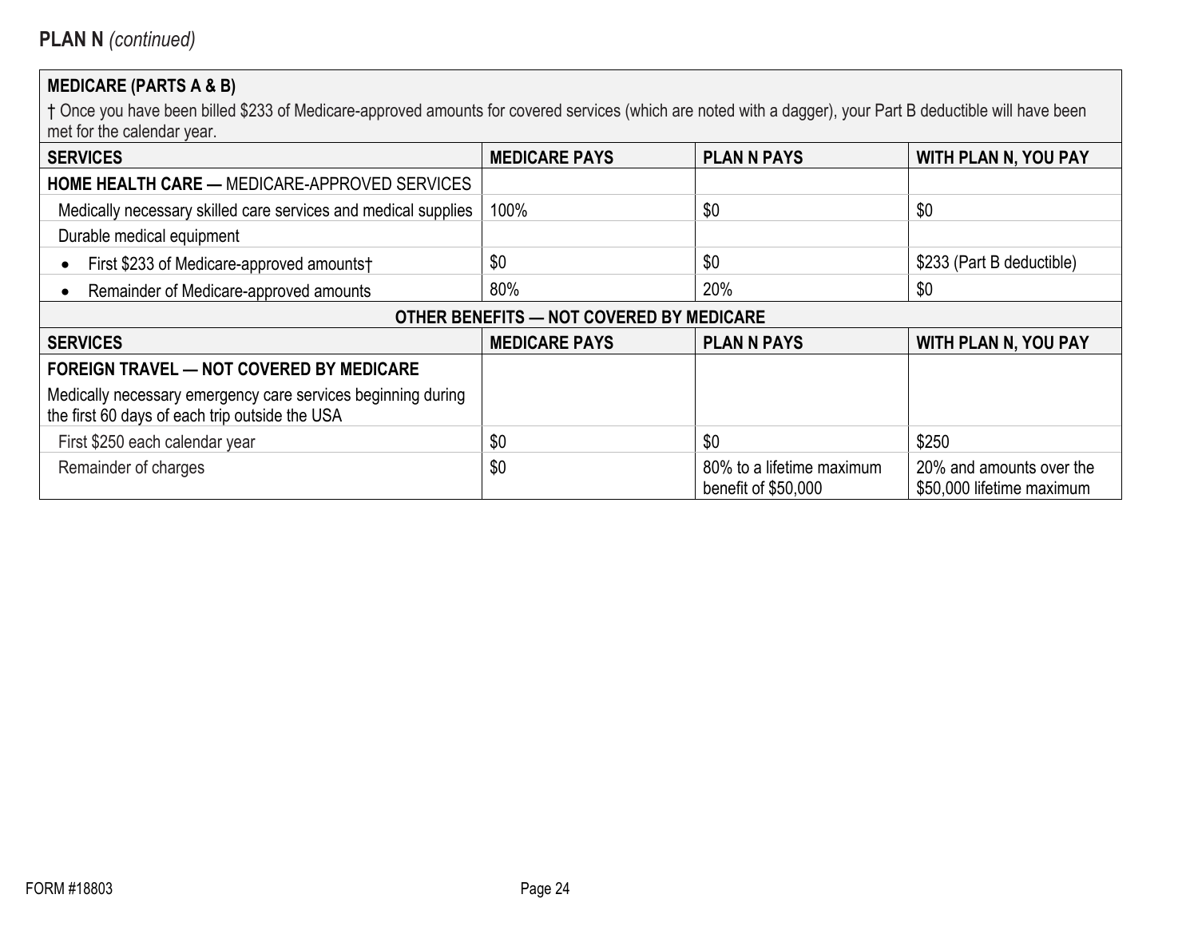## PLAN N *(continued)*

| MEDICARE (PARTS A & B) | | | |
|---|---|---|---|
| † Once you have been billed $233 of Medicare-approved amounts for covered services (which are noted with a dagger), your Part B deductible will have been met for the calendar year. | | | |
| **SERVICES** | **MEDICARE PAYS** | **PLAN N PAYS** | **WITH PLAN N, YOU PAY** |
| **HOME HEALTH CARE —** MEDICARE-APPROVED SERVICES | | | |
| Medically necessary skilled care services and medical supplies | 100% | $0 | $0 |
| Durable medical equipment | | | |
| • First $233 of Medicare-approved amounts† | $0 | $0 | $233 (Part B deductible) |
| • Remainder of Medicare-approved amounts | 80% | 20% | $0 |
| **OTHER BENEFITS — NOT COVERED BY MEDICARE** | | | |
| **SERVICES** | **MEDICARE PAYS** | **PLAN N PAYS** | **WITH PLAN N, YOU PAY** |
| **FOREIGN TRAVEL — NOT COVERED BY MEDICARE** Medically necessary emergency care services beginning during the first 60 days of each trip outside the USA | | | |
| First $250 each calendar year | $0 | $0 | $250 |
| Remainder of charges | $0 | 80% to a lifetime maximum benefit of $50,000 | 20% and amounts over the $50,000 lifetime maximum |

FORM #18803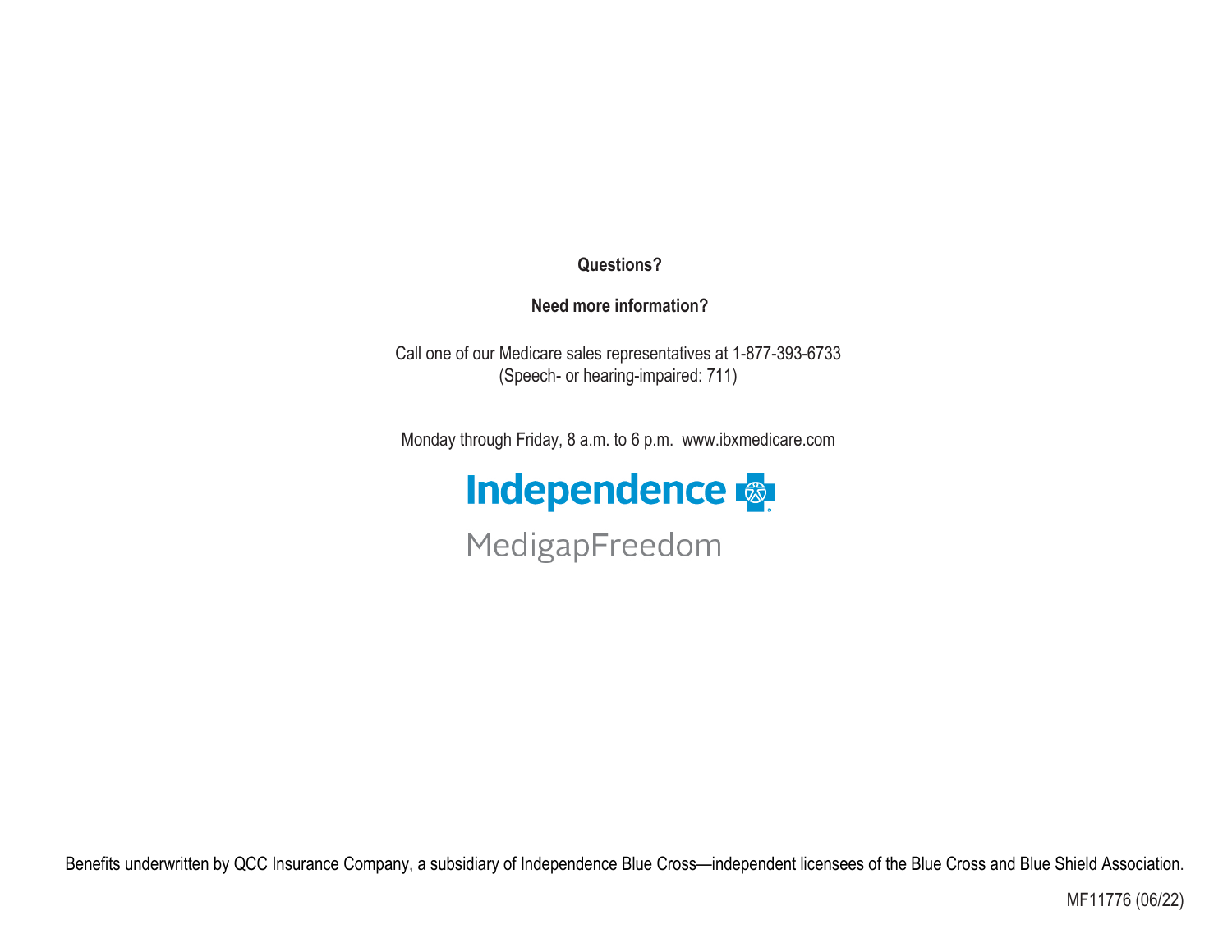**Questions?**

**Need more information?**

Call one of our Medicare sales representatives at 1-877-393-6733
(Speech- or hearing-impaired: 711)

Monday through Friday, 8 a.m. to 6 p.m. www.ibxmedicare.com

Independence

MedigapFreedom

Benefits underwritten by QCC Insurance Company, a subsidiary of Independence Blue Cross—independent licensees of the Blue Cross and Blue Shield Association.

MF11776 (06/22)